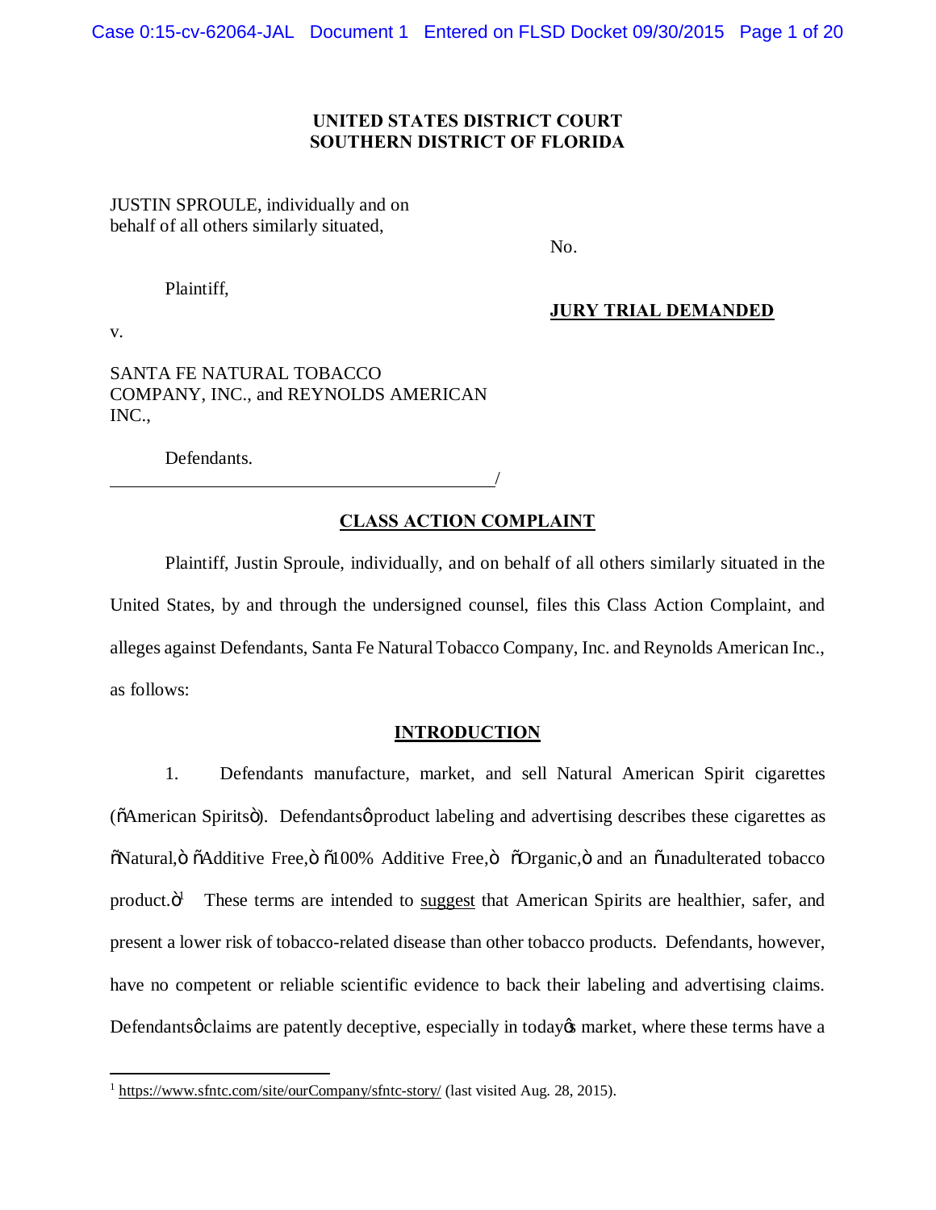**UNITED STATES DISTRICT COURT**
**SOUTHERN DISTRICT OF FLORIDA**

JUSTIN SPROULE, individually and on behalf of all others similarly situated,

No.

Plaintiff,

**JURY TRIAL DEMANDED**

v.

SANTA FE NATURAL TOBACCO COMPANY, INC., and REYNOLDS AMERICAN INC.,

Defendants.

_____________________________________________/

## CLASS ACTION COMPLAINT

Plaintiff, Justin Sproule, individually, and on behalf of all others similarly situated in the United States, by and through the undersigned counsel, files this Class Action Complaint, and alleges against Defendants, Santa Fe Natural Tobacco Company, Inc. and Reynolds American Inc., as follows:

## INTRODUCTION

1. Defendants manufacture, market, and sell Natural American Spirit cigarettes ("American Spirits"). Defendants' product labeling and advertising describes these cigarettes as "Natural," "Additive Free," "100% Additive Free," "Organic," and an "unadulterated tobacco product."[1] These terms are intended to suggest that American Spirits are healthier, safer, and present a lower risk of tobacco-related disease than other tobacco products. Defendants, however, have no competent or reliable scientific evidence to back their labeling and advertising claims. Defendants' claims are patently deceptive, especially in today's market, where these terms have a

[1] https://www.sfntc.com/site/ourCompany/sfntc-story/ (last visited Aug. 28, 2015).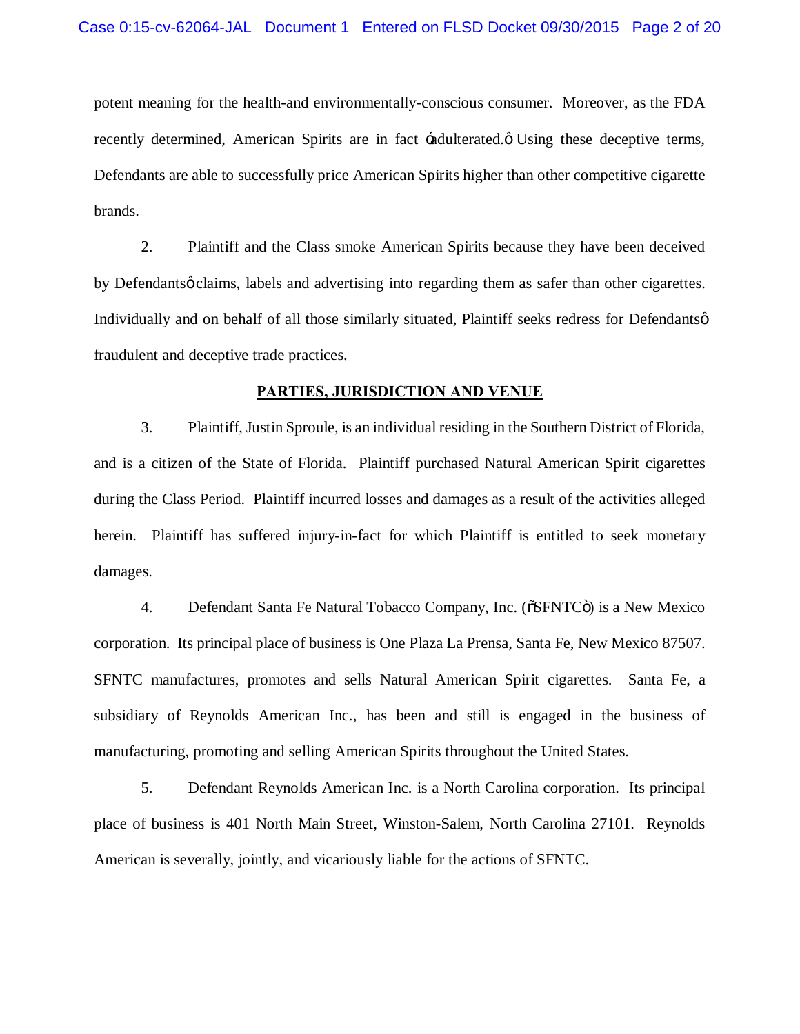potent meaning for the health-and environmentally-conscious consumer. Moreover, as the FDA recently determined, American Spirits are in fact 'adulterated.' Using these deceptive terms, Defendants are able to successfully price American Spirits higher than other competitive cigarette brands.

2. Plaintiff and the Class smoke American Spirits because they have been deceived by Defendants' claims, labels and advertising into regarding them as safer than other cigarettes. Individually and on behalf of all those similarly situated, Plaintiff seeks redress for Defendants' fraudulent and deceptive trade practices.

## PARTIES, JURISDICTION AND VENUE

3. Plaintiff, Justin Sproule, is an individual residing in the Southern District of Florida, and is a citizen of the State of Florida. Plaintiff purchased Natural American Spirit cigarettes during the Class Period. Plaintiff incurred losses and damages as a result of the activities alleged herein. Plaintiff has suffered injury-in-fact for which Plaintiff is entitled to seek monetary damages.

4. Defendant Santa Fe Natural Tobacco Company, Inc. ("SFNTC") is a New Mexico corporation. Its principal place of business is One Plaza La Prensa, Santa Fe, New Mexico 87507. SFNTC manufactures, promotes and sells Natural American Spirit cigarettes. Santa Fe, a subsidiary of Reynolds American Inc., has been and still is engaged in the business of manufacturing, promoting and selling American Spirits throughout the United States.

5. Defendant Reynolds American Inc. is a North Carolina corporation. Its principal place of business is 401 North Main Street, Winston-Salem, North Carolina 27101. Reynolds American is severally, jointly, and vicariously liable for the actions of SFNTC.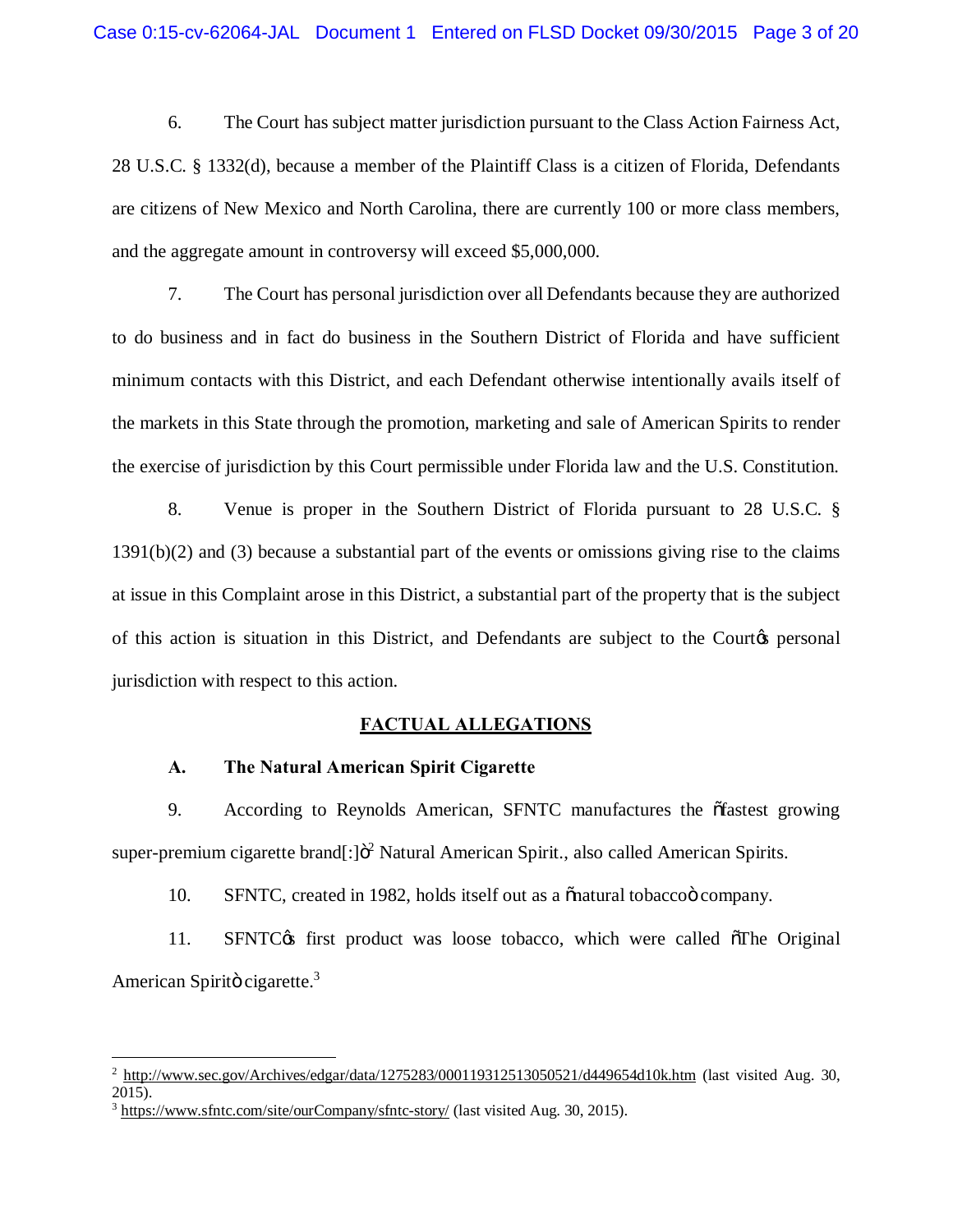6. The Court has subject matter jurisdiction pursuant to the Class Action Fairness Act, 28 U.S.C. § 1332(d), because a member of the Plaintiff Class is a citizen of Florida, Defendants are citizens of New Mexico and North Carolina, there are currently 100 or more class members, and the aggregate amount in controversy will exceed $5,000,000.

7. The Court has personal jurisdiction over all Defendants because they are authorized to do business and in fact do business in the Southern District of Florida and have sufficient minimum contacts with this District, and each Defendant otherwise intentionally avails itself of the markets in this State through the promotion, marketing and sale of American Spirits to render the exercise of jurisdiction by this Court permissible under Florida law and the U.S. Constitution.

8. Venue is proper in the Southern District of Florida pursuant to 28 U.S.C. § 1391(b)(2) and (3) because a substantial part of the events or omissions giving rise to the claims at issue in this Complaint arose in this District, a substantial part of the property that is the subject of this action is situation in this District, and Defendants are subject to the Court's personal jurisdiction with respect to this action.

## FACTUAL ALLEGATIONS

### A. The Natural American Spirit Cigarette

9. According to Reynolds American, SFNTC manufactures the "fastest growing super-premium cigarette brand[:]"[2] Natural American Spirit., also called American Spirits.

10. SFNTC, created in 1982, holds itself out as a "natural tobacco" company.

11. SFNTC's first product was loose tobacco, which were called "The Original American Spirit" cigarette.[3]

---

[2] http://www.sec.gov/Archives/edgar/data/1275283/000119312513050521/d449654d10k.htm (last visited Aug. 30, 2015).

[3] https://www.sfntc.com/site/ourCompany/sfntc-story/ (last visited Aug. 30, 2015).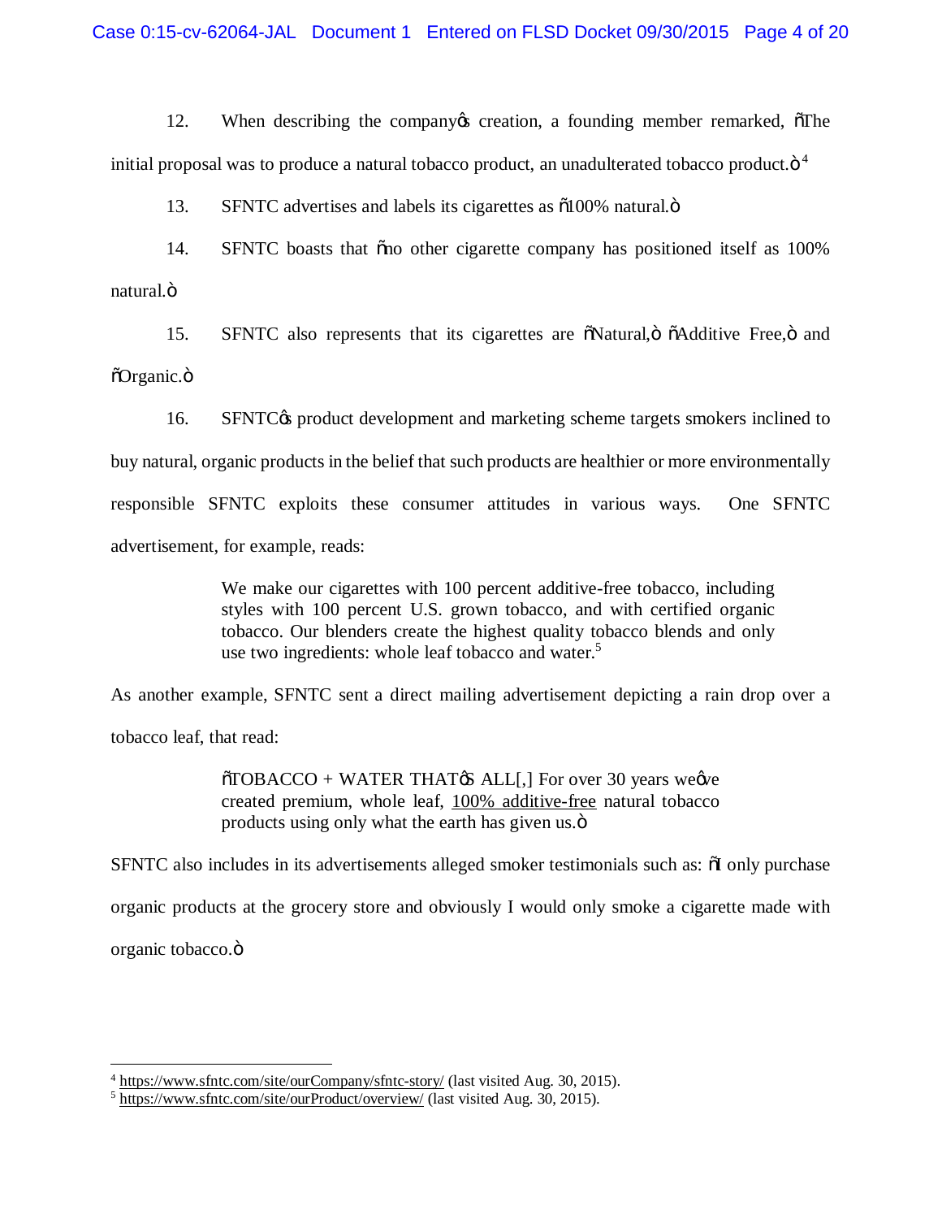12. When describing the company's creation, a founding member remarked, "The initial proposal was to produce a natural tobacco product, an unadulterated tobacco product."[4]

13. SFNTC advertises and labels its cigarettes as "100% natural."

14. SFNTC boasts that "no other cigarette company has positioned itself as 100% natural."

15. SFNTC also represents that its cigarettes are "Natural," "Additive Free," and "Organic."

16. SFNTC's product development and marketing scheme targets smokers inclined to buy natural, organic products in the belief that such products are healthier or more environmentally responsible SFNTC exploits these consumer attitudes in various ways. One SFNTC advertisement, for example, reads:

> We make our cigarettes with 100 percent additive-free tobacco, including styles with 100 percent U.S. grown tobacco, and with certified organic tobacco. Our blenders create the highest quality tobacco blends and only use two ingredients: whole leaf tobacco and water.[5]

As another example, SFNTC sent a direct mailing advertisement depicting a rain drop over a tobacco leaf, that read:

> "TOBACCO + WATER THAT'S ALL[,] For over 30 years we've created premium, whole leaf, <u>100% additive-free</u> natural tobacco products using only what the earth has given us."

SFNTC also includes in its advertisements alleged smoker testimonials such as: "I only purchase organic products at the grocery store and obviously I would only smoke a cigarette made with organic tobacco."

---

[4] https://www.sfntc.com/site/ourCompany/sfntc-story/ (last visited Aug. 30, 2015).

[5] https://www.sfntc.com/site/ourProduct/overview/ (last visited Aug. 30, 2015).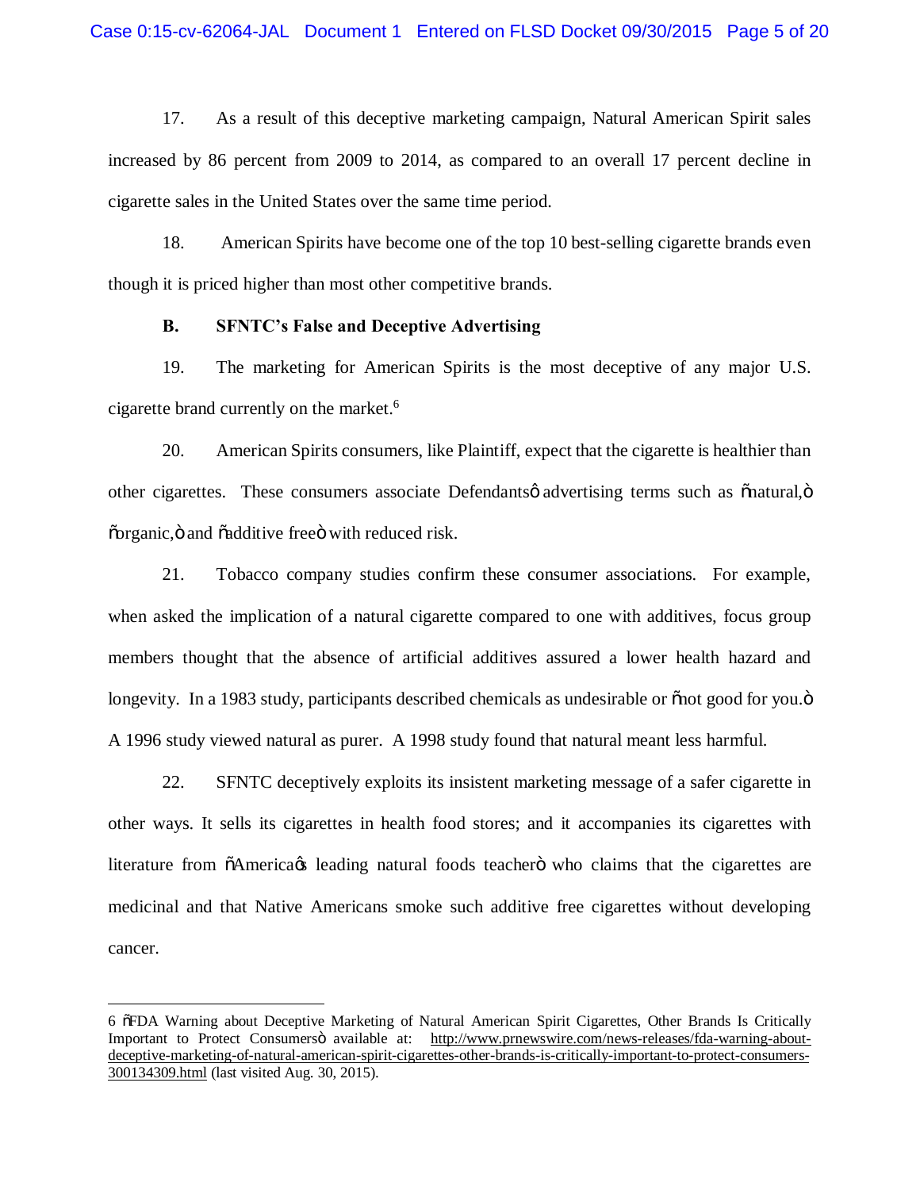17. As a result of this deceptive marketing campaign, Natural American Spirit sales increased by 86 percent from 2009 to 2014, as compared to an overall 17 percent decline in cigarette sales in the United States over the same time period.

18. American Spirits have become one of the top 10 best-selling cigarette brands even though it is priced higher than most other competitive brands.

**B. SFNTC's False and Deceptive Advertising**

19. The marketing for American Spirits is the most deceptive of any major U.S. cigarette brand currently on the market.[6]

20. American Spirits consumers, like Plaintiff, expect that the cigarette is healthier than other cigarettes. These consumers associate Defendants' advertising terms such as "natural," "organic," and "additive free" with reduced risk.

21. Tobacco company studies confirm these consumer associations. For example, when asked the implication of a natural cigarette compared to one with additives, focus group members thought that the absence of artificial additives assured a lower health hazard and longevity. In a 1983 study, participants described chemicals as undesirable or "not good for you." A 1996 study viewed natural as purer. A 1998 study found that natural meant less harmful.

22. SFNTC deceptively exploits its insistent marketing message of a safer cigarette in other ways. It sells its cigarettes in health food stores; and it accompanies its cigarettes with literature from "America's leading natural foods teacher" who claims that the cigarettes are medicinal and that Native Americans smoke such additive free cigarettes without developing cancer.

---

6 "FDA Warning about Deceptive Marketing of Natural American Spirit Cigarettes, Other Brands Is Critically Important to Protect Consumers" available at: http://www.prnewswire.com/news-releases/fda-warning-about-deceptive-marketing-of-natural-american-spirit-cigarettes-other-brands-is-critically-important-to-protect-consumers-300134309.html (last visited Aug. 30, 2015).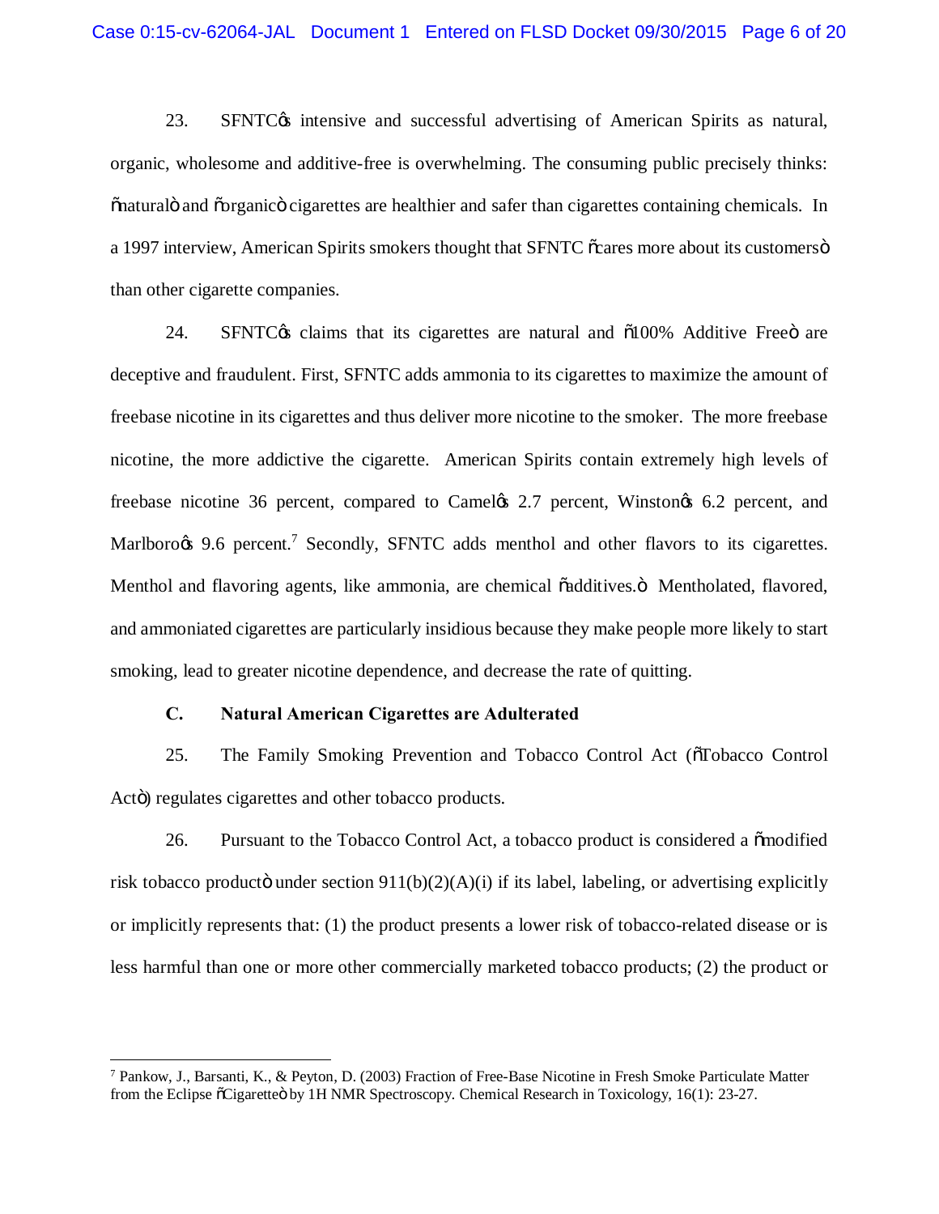23. SFNTC's intensive and successful advertising of American Spirits as natural, organic, wholesome and additive-free is overwhelming. The consuming public precisely thinks: "natural" and "organic" cigarettes are healthier and safer than cigarettes containing chemicals. In a 1997 interview, American Spirits smokers thought that SFNTC "cares more about its customers" than other cigarette companies.

24. SFNTC's claims that its cigarettes are natural and "100% Additive Free" are deceptive and fraudulent. First, SFNTC adds ammonia to its cigarettes to maximize the amount of freebase nicotine in its cigarettes and thus deliver more nicotine to the smoker. The more freebase nicotine, the more addictive the cigarette. American Spirits contain extremely high levels of freebase nicotine 36 percent, compared to Camel's 2.7 percent, Winston's 6.2 percent, and Marlboro's 9.6 percent.[7] Secondly, SFNTC adds menthol and other flavors to its cigarettes. Menthol and flavoring agents, like ammonia, are chemical "additives." Mentholated, flavored, and ammoniated cigarettes are particularly insidious because they make people more likely to start smoking, lead to greater nicotine dependence, and decrease the rate of quitting.

### C. Natural American Cigarettes are Adulterated

25. The Family Smoking Prevention and Tobacco Control Act ("Tobacco Control Act") regulates cigarettes and other tobacco products.

26. Pursuant to the Tobacco Control Act, a tobacco product is considered a "modified risk tobacco product" under section 911(b)(2)(A)(i) if its label, labeling, or advertising explicitly or implicitly represents that: (1) the product presents a lower risk of tobacco-related disease or is less harmful than one or more other commercially marketed tobacco products; (2) the product or

---

[7] Pankow, J., Barsanti, K., & Peyton, D. (2003) Fraction of Free-Base Nicotine in Fresh Smoke Particulate Matter from the Eclipse "Cigarette" by 1H NMR Spectroscopy. Chemical Research in Toxicology, 16(1): 23-27.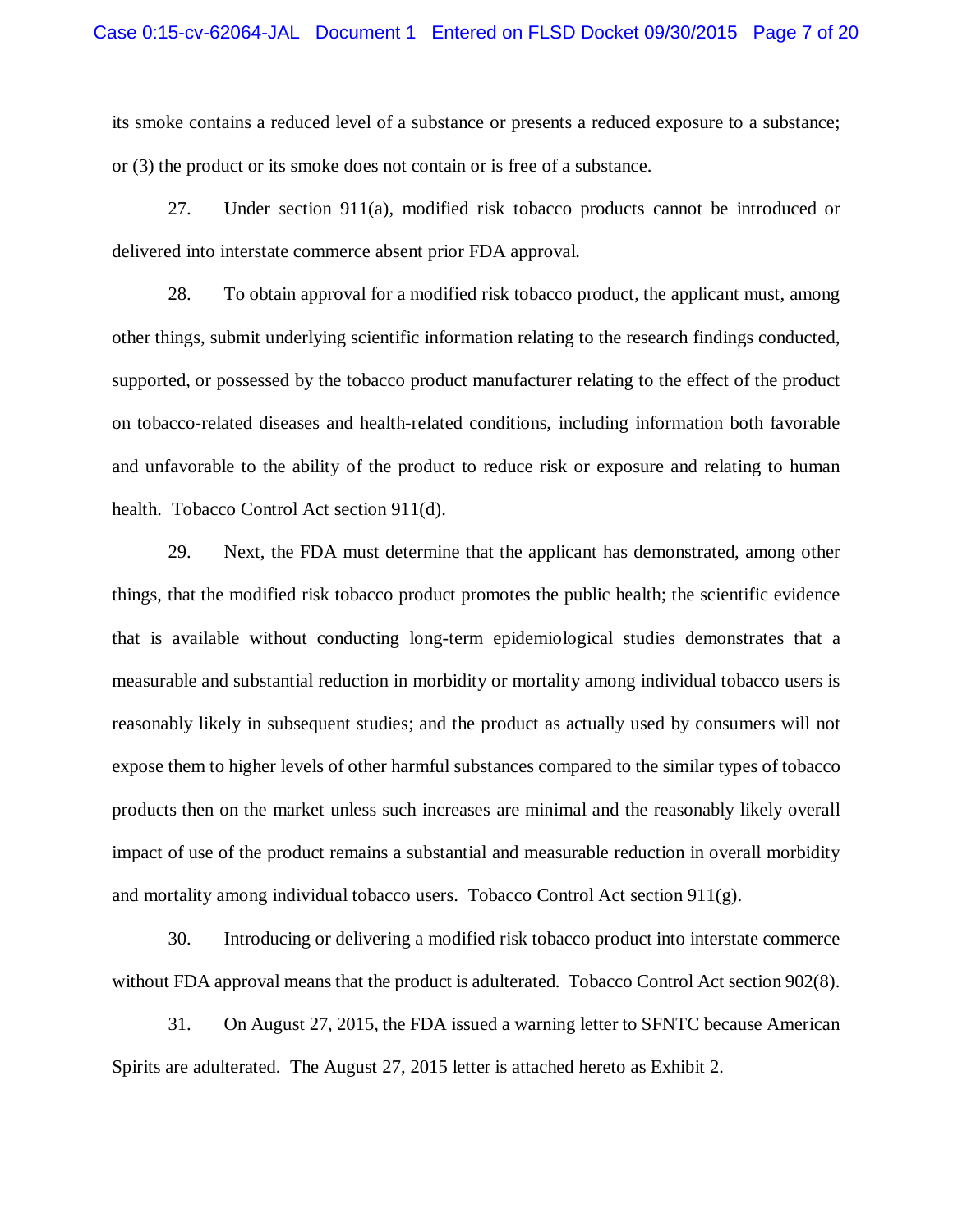its smoke contains a reduced level of a substance or presents a reduced exposure to a substance; or (3) the product or its smoke does not contain or is free of a substance.

27. Under section 911(a), modified risk tobacco products cannot be introduced or delivered into interstate commerce absent prior FDA approval.

28. To obtain approval for a modified risk tobacco product, the applicant must, among other things, submit underlying scientific information relating to the research findings conducted, supported, or possessed by the tobacco product manufacturer relating to the effect of the product on tobacco-related diseases and health-related conditions, including information both favorable and unfavorable to the ability of the product to reduce risk or exposure and relating to human health. Tobacco Control Act section 911(d).

29. Next, the FDA must determine that the applicant has demonstrated, among other things, that the modified risk tobacco product promotes the public health; the scientific evidence that is available without conducting long-term epidemiological studies demonstrates that a measurable and substantial reduction in morbidity or mortality among individual tobacco users is reasonably likely in subsequent studies; and the product as actually used by consumers will not expose them to higher levels of other harmful substances compared to the similar types of tobacco products then on the market unless such increases are minimal and the reasonably likely overall impact of use of the product remains a substantial and measurable reduction in overall morbidity and mortality among individual tobacco users. Tobacco Control Act section 911(g).

30. Introducing or delivering a modified risk tobacco product into interstate commerce without FDA approval means that the product is adulterated. Tobacco Control Act section 902(8).

31. On August 27, 2015, the FDA issued a warning letter to SFNTC because American Spirits are adulterated. The August 27, 2015 letter is attached hereto as Exhibit 2.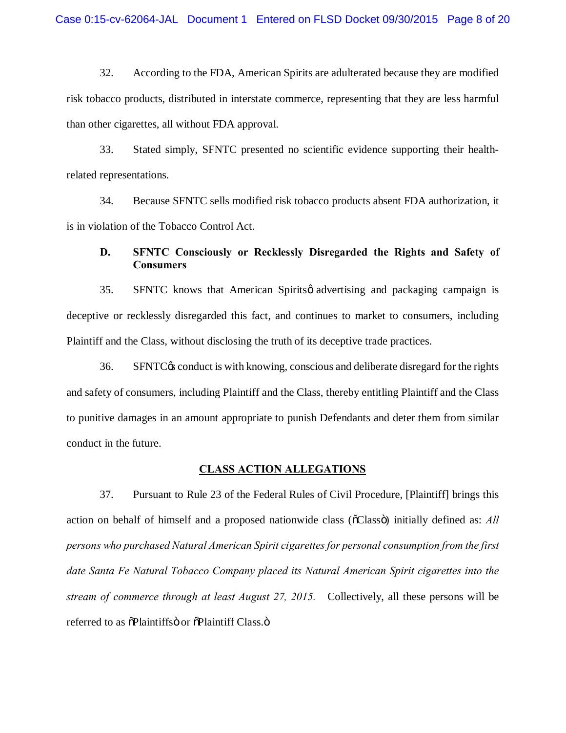32. According to the FDA, American Spirits are adulterated because they are modified risk tobacco products, distributed in interstate commerce, representing that they are less harmful than other cigarettes, all without FDA approval.

33. Stated simply, SFNTC presented no scientific evidence supporting their health-related representations.

34. Because SFNTC sells modified risk tobacco products absent FDA authorization, it is in violation of the Tobacco Control Act.

**D. SFNTC Consciously or Recklessly Disregarded the Rights and Safety of Consumers**

35. SFNTC knows that American Spirits' advertising and packaging campaign is deceptive or recklessly disregarded this fact, and continues to market to consumers, including Plaintiff and the Class, without disclosing the truth of its deceptive trade practices.

36. SFNTC's conduct is with knowing, conscious and deliberate disregard for the rights and safety of consumers, including Plaintiff and the Class, thereby entitling Plaintiff and the Class to punitive damages in an amount appropriate to punish Defendants and deter them from similar conduct in the future.

## CLASS ACTION ALLEGATIONS

37. Pursuant to Rule 23 of the Federal Rules of Civil Procedure, [Plaintiff] brings this action on behalf of himself and a proposed nationwide class ("Class") initially defined as: *All persons who purchased Natural American Spirit cigarettes for personal consumption from the first date Santa Fe Natural Tobacco Company placed its Natural American Spirit cigarettes into the stream of commerce through at least August 27, 2015.* Collectively, all these persons will be referred to as "Plaintiffs" or "Plaintiff Class."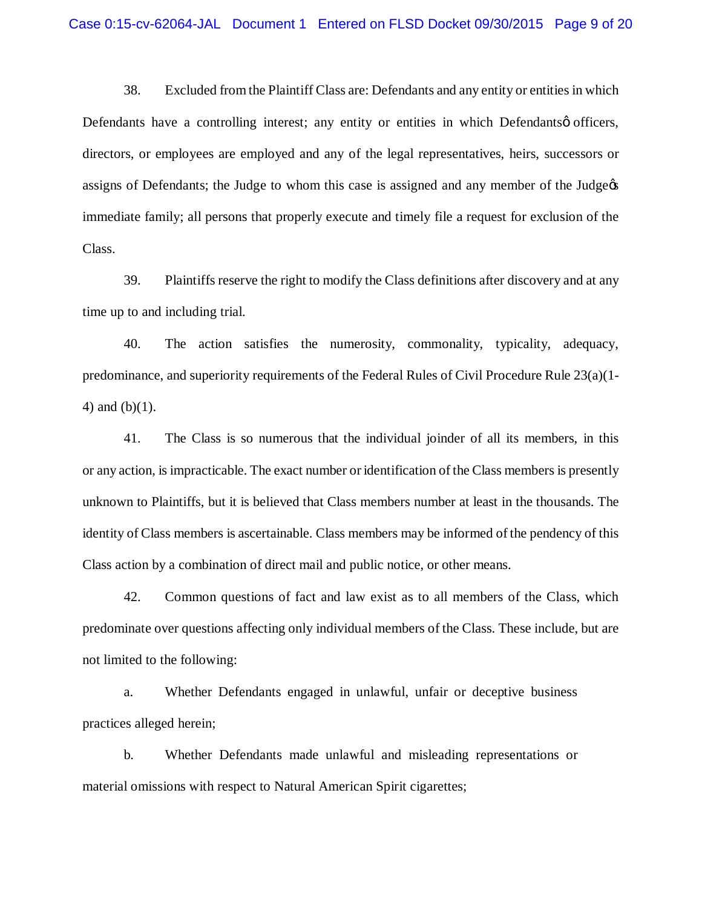38. Excluded from the Plaintiff Class are: Defendants and any entity or entities in which Defendants have a controlling interest; any entity or entities in which Defendantsô officers, directors, or employees are employed and any of the legal representatives, heirs, successors or assigns of Defendants; the Judge to whom this case is assigned and any member of the Judgeøs immediate family; all persons that properly execute and timely file a request for exclusion of the Class.

39. Plaintiffs reserve the right to modify the Class definitions after discovery and at any time up to and including trial.

40. The action satisfies the numerosity, commonality, typicality, adequacy, predominance, and superiority requirements of the Federal Rules of Civil Procedure Rule 23(a)(1-4) and (b)(1).

41. The Class is so numerous that the individual joinder of all its members, in this or any action, is impracticable. The exact number or identification of the Class members is presently unknown to Plaintiffs, but it is believed that Class members number at least in the thousands. The identity of Class members is ascertainable. Class members may be informed of the pendency of this Class action by a combination of direct mail and public notice, or other means.

42. Common questions of fact and law exist as to all members of the Class, which predominate over questions affecting only individual members of the Class. These include, but are not limited to the following:

a. Whether Defendants engaged in unlawful, unfair or deceptive business practices alleged herein;

b. Whether Defendants made unlawful and misleading representations or material omissions with respect to Natural American Spirit cigarettes;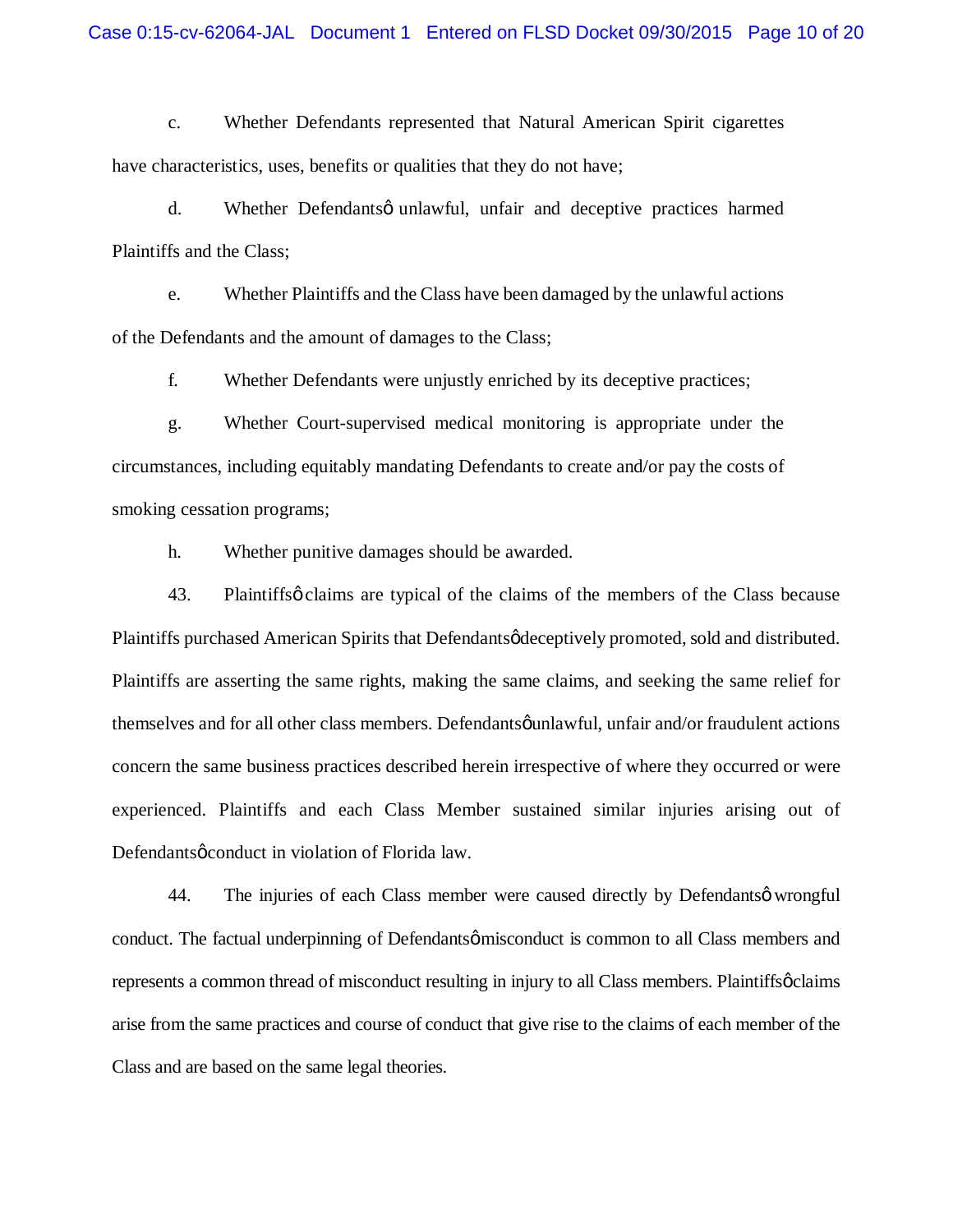c. Whether Defendants represented that Natural American Spirit cigarettes have characteristics, uses, benefits or qualities that they do not have;

d. Whether Defendantsø unlawful, unfair and deceptive practices harmed Plaintiffs and the Class;

e. Whether Plaintiffs and the Class have been damaged by the unlawful actions of the Defendants and the amount of damages to the Class;

f. Whether Defendants were unjustly enriched by its deceptive practices;

g. Whether Court-supervised medical monitoring is appropriate under the circumstances, including equitably mandating Defendants to create and/or pay the costs of smoking cessation programs;

h. Whether punitive damages should be awarded.

43. Plaintiffsø claims are typical of the claims of the members of the Class because Plaintiffs purchased American Spirits that Defendantsø deceptively promoted, sold and distributed. Plaintiffs are asserting the same rights, making the same claims, and seeking the same relief for themselves and for all other class members. Defendantsø unlawful, unfair and/or fraudulent actions concern the same business practices described herein irrespective of where they occurred or were experienced. Plaintiffs and each Class Member sustained similar injuries arising out of Defendantsø conduct in violation of Florida law.

44. The injuries of each Class member were caused directly by Defendantsø wrongful conduct. The factual underpinning of Defendantsø misconduct is common to all Class members and represents a common thread of misconduct resulting in injury to all Class members. Plaintiffsø claims arise from the same practices and course of conduct that give rise to the claims of each member of the Class and are based on the same legal theories.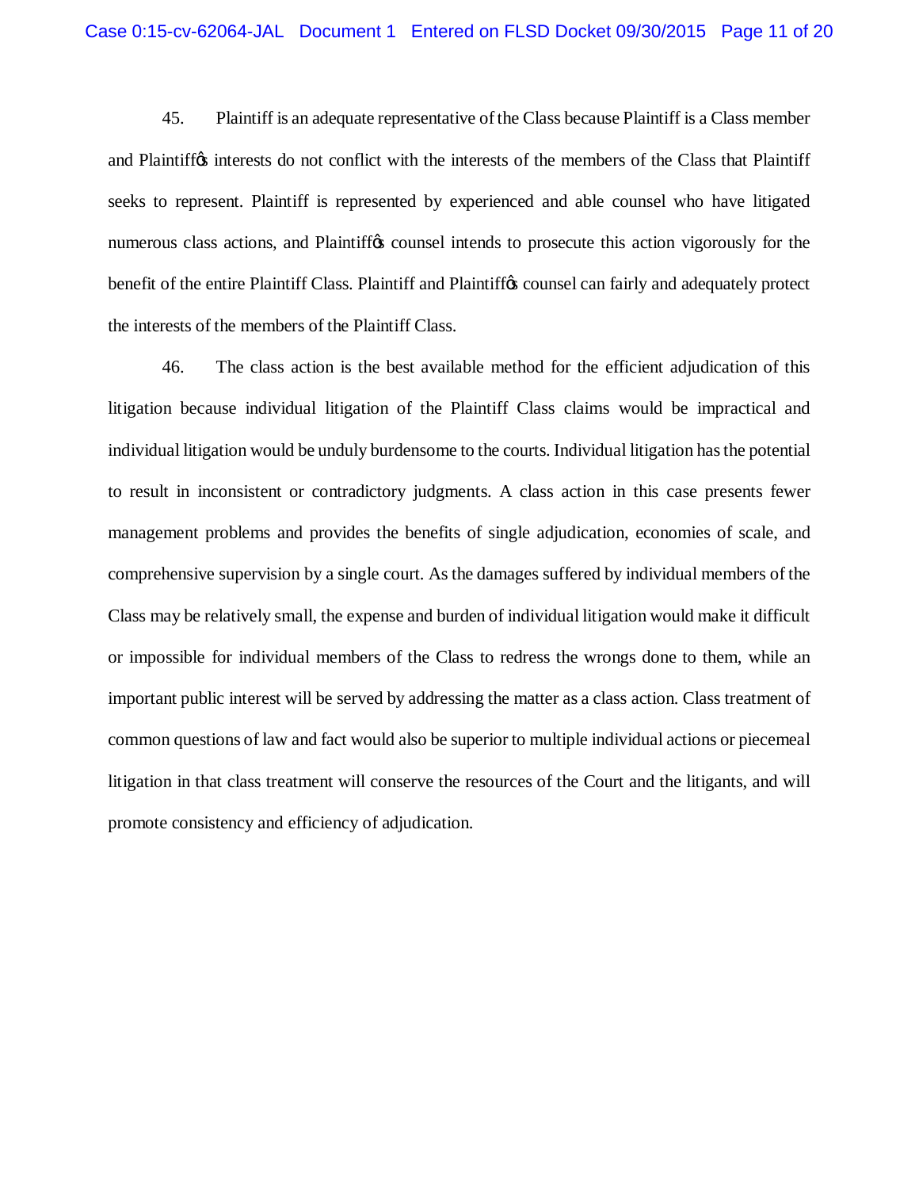45. Plaintiff is an adequate representative of the Class because Plaintiff is a Class member and Plaintiff's interests do not conflict with the interests of the members of the Class that Plaintiff seeks to represent. Plaintiff is represented by experienced and able counsel who have litigated numerous class actions, and Plaintiff's counsel intends to prosecute this action vigorously for the benefit of the entire Plaintiff Class. Plaintiff and Plaintiff's counsel can fairly and adequately protect the interests of the members of the Plaintiff Class.

46. The class action is the best available method for the efficient adjudication of this litigation because individual litigation of the Plaintiff Class claims would be impractical and individual litigation would be unduly burdensome to the courts. Individual litigation has the potential to result in inconsistent or contradictory judgments. A class action in this case presents fewer management problems and provides the benefits of single adjudication, economies of scale, and comprehensive supervision by a single court. As the damages suffered by individual members of the Class may be relatively small, the expense and burden of individual litigation would make it difficult or impossible for individual members of the Class to redress the wrongs done to them, while an important public interest will be served by addressing the matter as a class action. Class treatment of common questions of law and fact would also be superior to multiple individual actions or piecemeal litigation in that class treatment will conserve the resources of the Court and the litigants, and will promote consistency and efficiency of adjudication.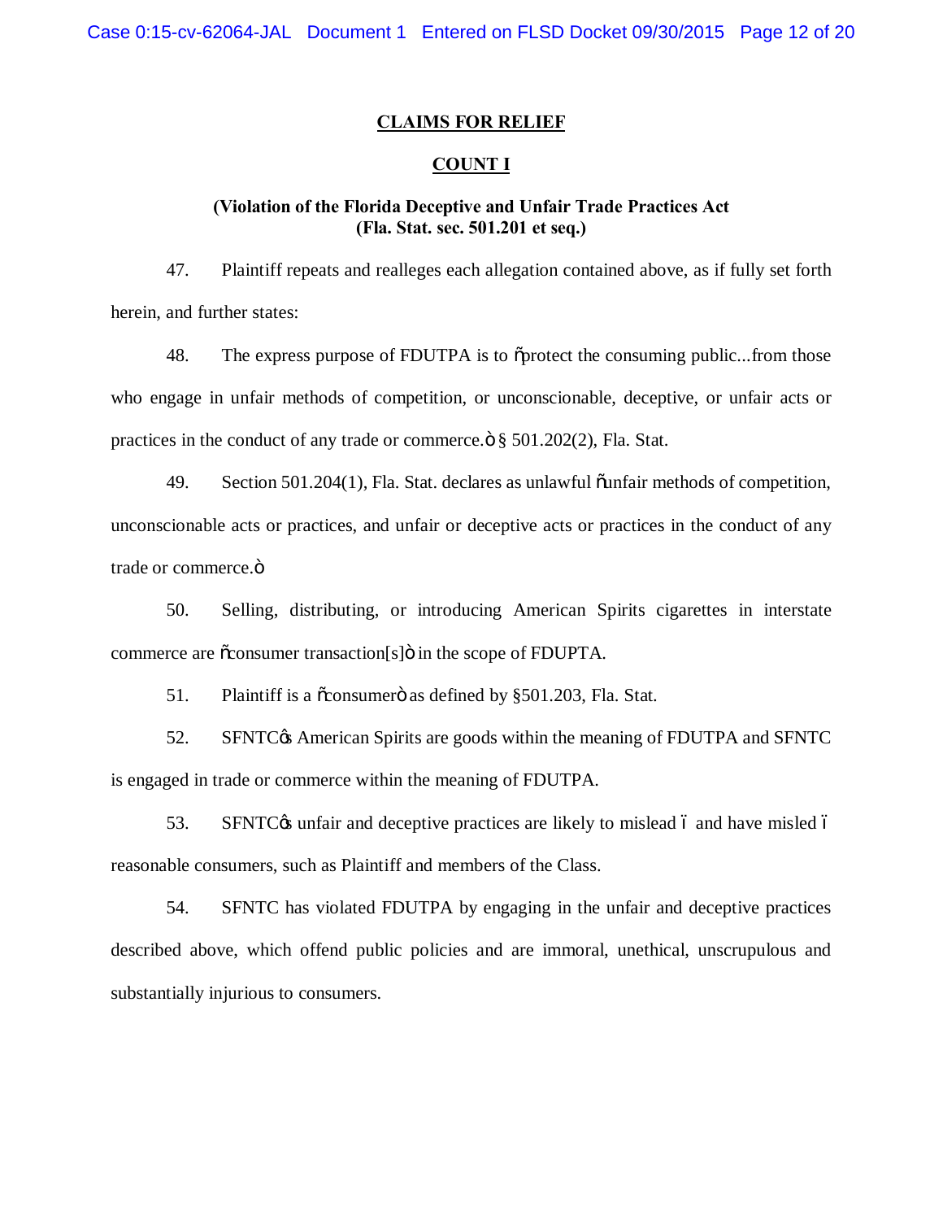## CLAIMS FOR RELIEF

## COUNT I

### (Violation of the Florida Deceptive and Unfair Trade Practices Act (Fla. Stat. sec. 501.201 et seq.)

47. Plaintiff repeats and realleges each allegation contained above, as if fully set forth herein, and further states:

48. The express purpose of FDUTPA is to "protect the consuming public...from those who engage in unfair methods of competition, or unconscionable, deceptive, or unfair acts or practices in the conduct of any trade or commerce." § 501.202(2), Fla. Stat.

49. Section 501.204(1), Fla. Stat. declares as unlawful "unfair methods of competition, unconscionable acts or practices, and unfair or deceptive acts or practices in the conduct of any trade or commerce."

50. Selling, distributing, or introducing American Spirits cigarettes in interstate commerce are "consumer transaction[s]" in the scope of FDUPTA.

51. Plaintiff is a "consumer" as defined by §501.203, Fla. Stat.

52. SFNTC's American Spirits are goods within the meaning of FDUTPA and SFNTC is engaged in trade or commerce within the meaning of FDUTPA.

53. SFNTC's unfair and deceptive practices are likely to mislead – and have misled – reasonable consumers, such as Plaintiff and members of the Class.

54. SFNTC has violated FDUTPA by engaging in the unfair and deceptive practices described above, which offend public policies and are immoral, unethical, unscrupulous and substantially injurious to consumers.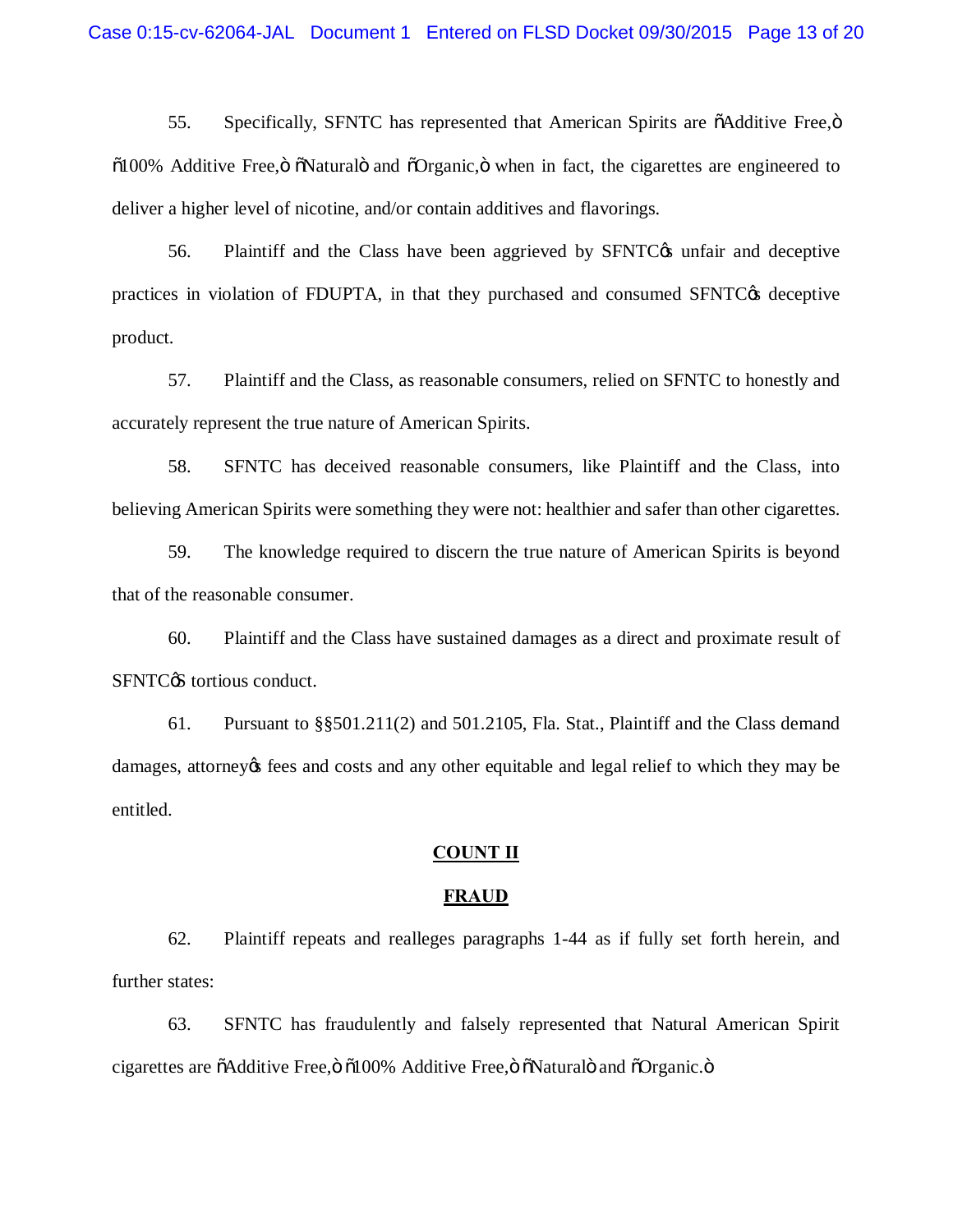55. Specifically, SFNTC has represented that American Spirits are "Additive Free," "100% Additive Free," "Natural" and "Organic," when in fact, the cigarettes are engineered to deliver a higher level of nicotine, and/or contain additives and flavorings.

56. Plaintiff and the Class have been aggrieved by SFNTC's unfair and deceptive practices in violation of FDUPTA, in that they purchased and consumed SFNTC's deceptive product.

57. Plaintiff and the Class, as reasonable consumers, relied on SFNTC to honestly and accurately represent the true nature of American Spirits.

58. SFNTC has deceived reasonable consumers, like Plaintiff and the Class, into believing American Spirits were something they were not: healthier and safer than other cigarettes.

59. The knowledge required to discern the true nature of American Spirits is beyond that of the reasonable consumer.

60. Plaintiff and the Class have sustained damages as a direct and proximate result of SFNTC'S tortious conduct.

61. Pursuant to §§501.211(2) and 501.2105, Fla. Stat., Plaintiff and the Class demand damages, attorney's fees and costs and any other equitable and legal relief to which they may be entitled.

## COUNT II

## FRAUD

62. Plaintiff repeats and realleges paragraphs 1-44 as if fully set forth herein, and further states:

63. SFNTC has fraudulently and falsely represented that Natural American Spirit cigarettes are "Additive Free," "100% Additive Free," "Natural" and "Organic."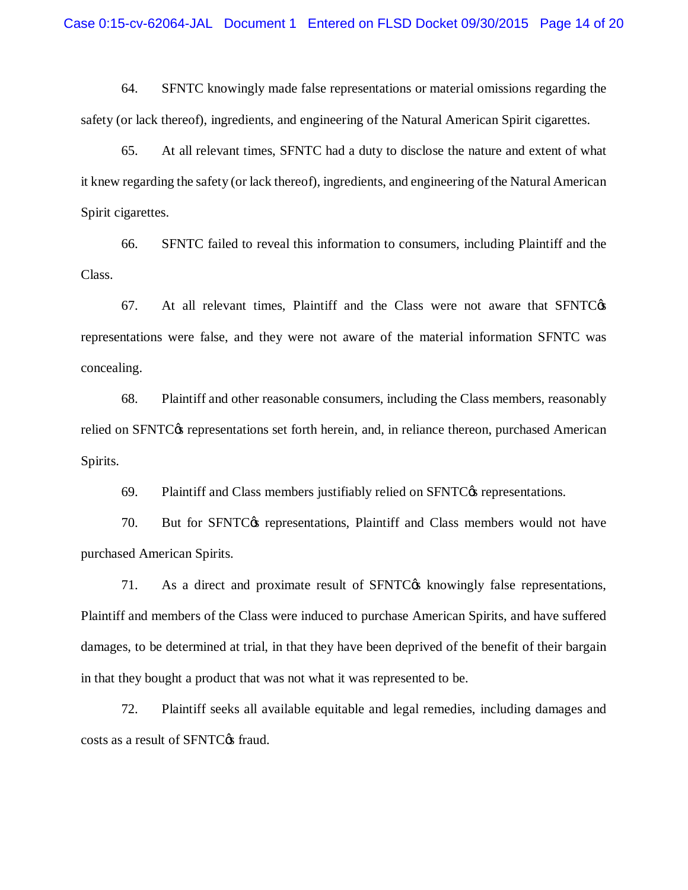64. SFNTC knowingly made false representations or material omissions regarding the safety (or lack thereof), ingredients, and engineering of the Natural American Spirit cigarettes.

65. At all relevant times, SFNTC had a duty to disclose the nature and extent of what it knew regarding the safety (or lack thereof), ingredients, and engineering of the Natural American Spirit cigarettes.

66. SFNTC failed to reveal this information to consumers, including Plaintiff and the Class.

67. At all relevant times, Plaintiff and the Class were not aware that SFNTC's representations were false, and they were not aware of the material information SFNTC was concealing.

68. Plaintiff and other reasonable consumers, including the Class members, reasonably relied on SFNTC's representations set forth herein, and, in reliance thereon, purchased American Spirits.

69. Plaintiff and Class members justifiably relied on SFNTC's representations.

70. But for SFNTC's representations, Plaintiff and Class members would not have purchased American Spirits.

71. As a direct and proximate result of SFNTC's knowingly false representations, Plaintiff and members of the Class were induced to purchase American Spirits, and have suffered damages, to be determined at trial, in that they have been deprived of the benefit of their bargain in that they bought a product that was not what it was represented to be.

72. Plaintiff seeks all available equitable and legal remedies, including damages and costs as a result of SFNTC's fraud.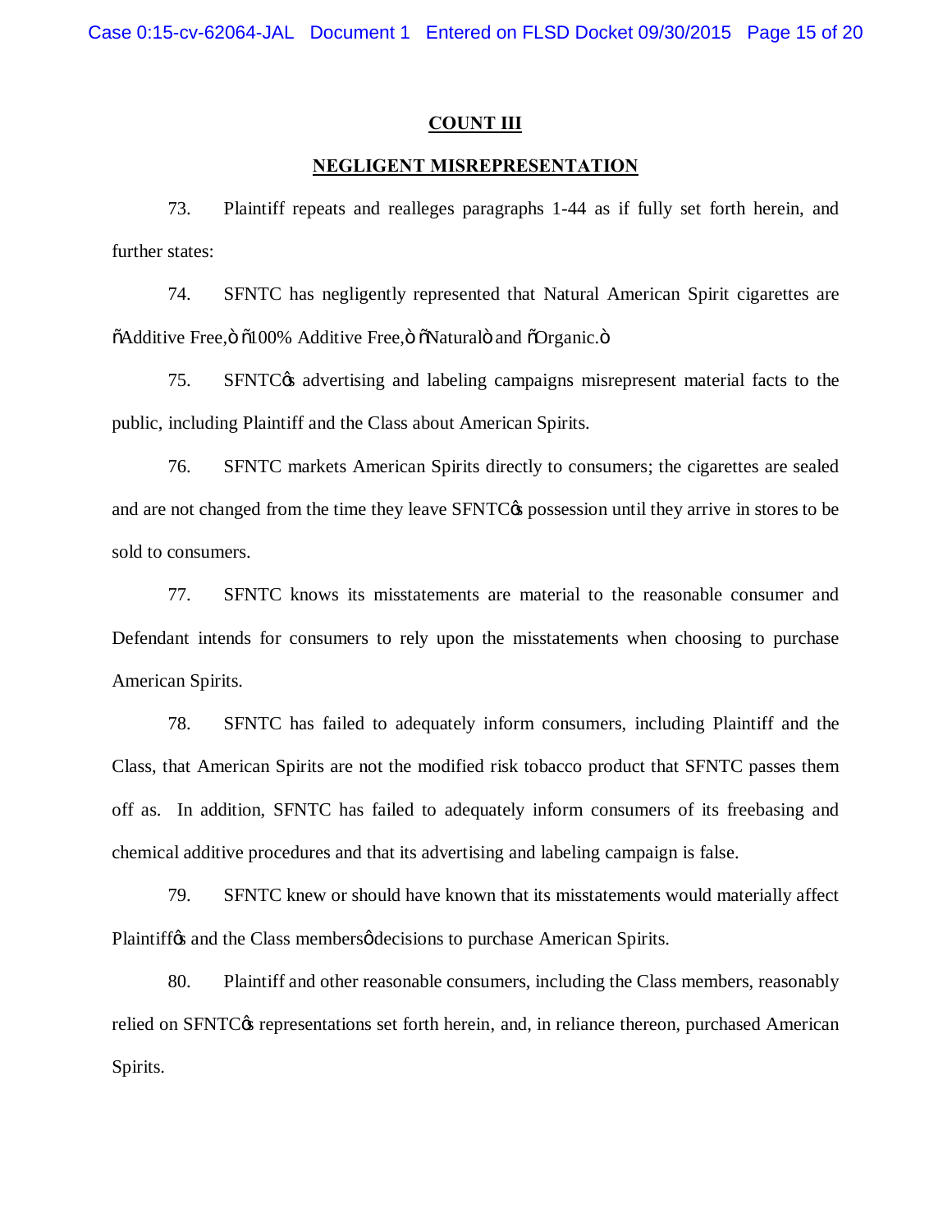## COUNT III

## NEGLIGENT MISREPRESENTATION

73. Plaintiff repeats and realleges paragraphs 1-44 as if fully set forth herein, and further states:

74. SFNTC has negligently represented that Natural American Spirit cigarettes are "Additive Free," "100% Additive Free," "Natural" and "Organic."

75. SFNTC's advertising and labeling campaigns misrepresent material facts to the public, including Plaintiff and the Class about American Spirits.

76. SFNTC markets American Spirits directly to consumers; the cigarettes are sealed and are not changed from the time they leave SFNTC's possession until they arrive in stores to be sold to consumers.

77. SFNTC knows its misstatements are material to the reasonable consumer and Defendant intends for consumers to rely upon the misstatements when choosing to purchase American Spirits.

78. SFNTC has failed to adequately inform consumers, including Plaintiff and the Class, that American Spirits are not the modified risk tobacco product that SFNTC passes them off as. In addition, SFNTC has failed to adequately inform consumers of its freebasing and chemical additive procedures and that its advertising and labeling campaign is false.

79. SFNTC knew or should have known that its misstatements would materially affect Plaintiff's and the Class members' decisions to purchase American Spirits.

80. Plaintiff and other reasonable consumers, including the Class members, reasonably relied on SFNTC's representations set forth herein, and, in reliance thereon, purchased American Spirits.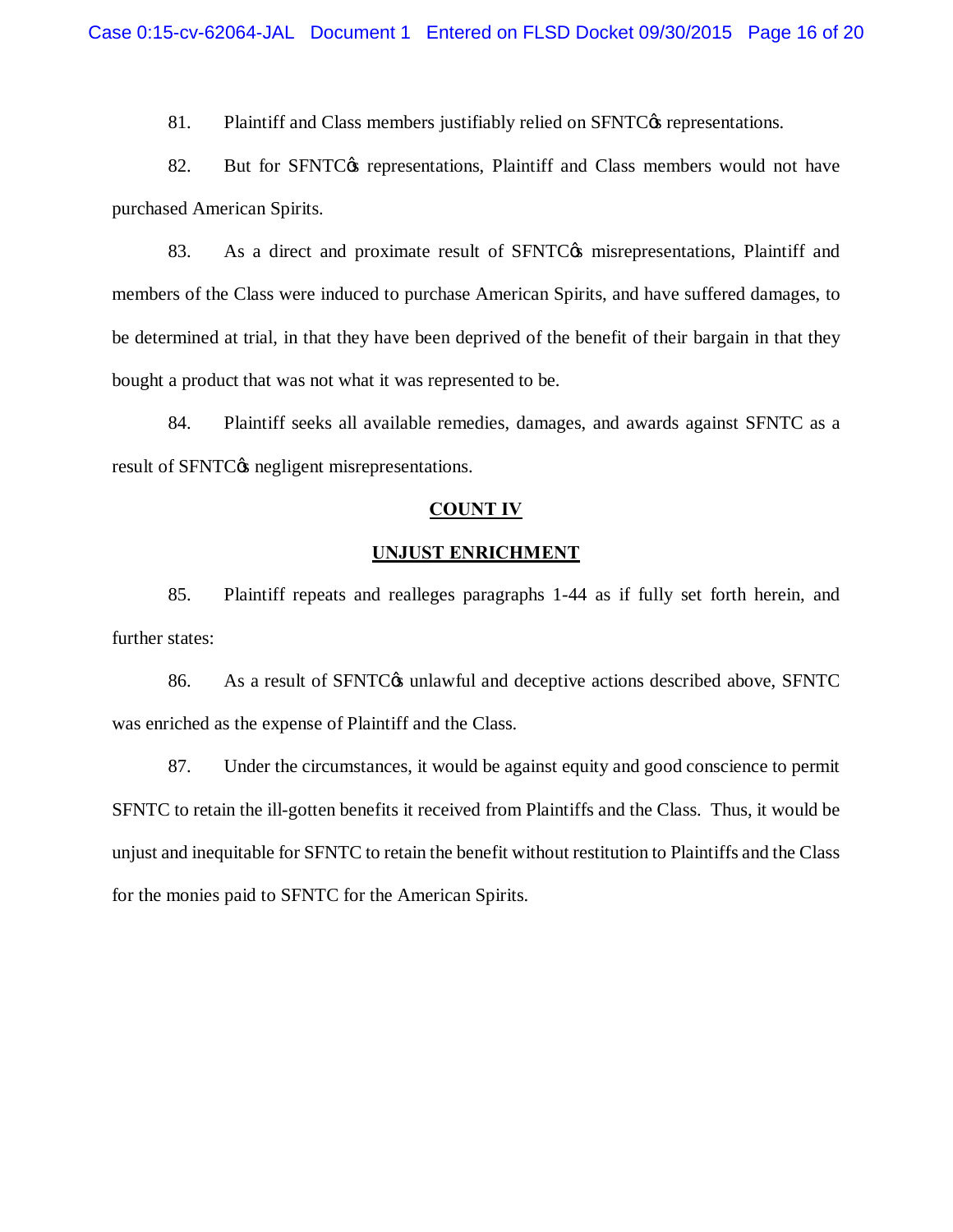81. Plaintiff and Class members justifiably relied on SFNTC's representations.

82. But for SFNTC's representations, Plaintiff and Class members would not have purchased American Spirits.

83. As a direct and proximate result of SFNTC's misrepresentations, Plaintiff and members of the Class were induced to purchase American Spirits, and have suffered damages, to be determined at trial, in that they have been deprived of the benefit of their bargain in that they bought a product that was not what it was represented to be.

84. Plaintiff seeks all available remedies, damages, and awards against SFNTC as a result of SFNTC's negligent misrepresentations.

## COUNT IV

## UNJUST ENRICHMENT

85. Plaintiff repeats and realleges paragraphs 1-44 as if fully set forth herein, and further states:

86. As a result of SFNTC's unlawful and deceptive actions described above, SFNTC was enriched as the expense of Plaintiff and the Class.

87. Under the circumstances, it would be against equity and good conscience to permit SFNTC to retain the ill-gotten benefits it received from Plaintiffs and the Class. Thus, it would be unjust and inequitable for SFNTC to retain the benefit without restitution to Plaintiffs and the Class for the monies paid to SFNTC for the American Spirits.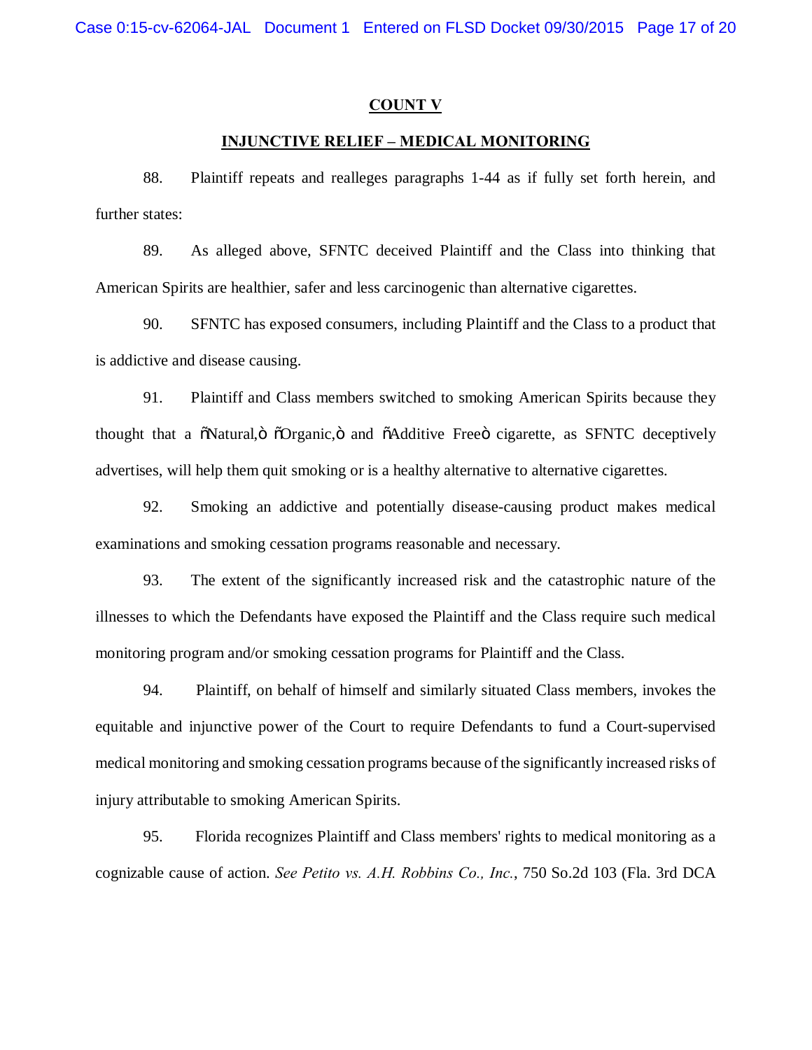## COUNT V

## INJUNCTIVE RELIEF – MEDICAL MONITORING

88. Plaintiff repeats and realleges paragraphs 1-44 as if fully set forth herein, and further states:

89. As alleged above, SFNTC deceived Plaintiff and the Class into thinking that American Spirits are healthier, safer and less carcinogenic than alternative cigarettes.

90. SFNTC has exposed consumers, including Plaintiff and the Class to a product that is addictive and disease causing.

91. Plaintiff and Class members switched to smoking American Spirits because they thought that a "Natural," "Organic," and "Additive Free" cigarette, as SFNTC deceptively advertises, will help them quit smoking or is a healthy alternative to alternative cigarettes.

92. Smoking an addictive and potentially disease-causing product makes medical examinations and smoking cessation programs reasonable and necessary.

93. The extent of the significantly increased risk and the catastrophic nature of the illnesses to which the Defendants have exposed the Plaintiff and the Class require such medical monitoring program and/or smoking cessation programs for Plaintiff and the Class.

94. Plaintiff, on behalf of himself and similarly situated Class members, invokes the equitable and injunctive power of the Court to require Defendants to fund a Court-supervised medical monitoring and smoking cessation programs because of the significantly increased risks of injury attributable to smoking American Spirits.

95. Florida recognizes Plaintiff and Class members' rights to medical monitoring as a cognizable cause of action. *See Petito vs. A.H. Robbins Co., Inc.*, 750 So.2d 103 (Fla. 3rd DCA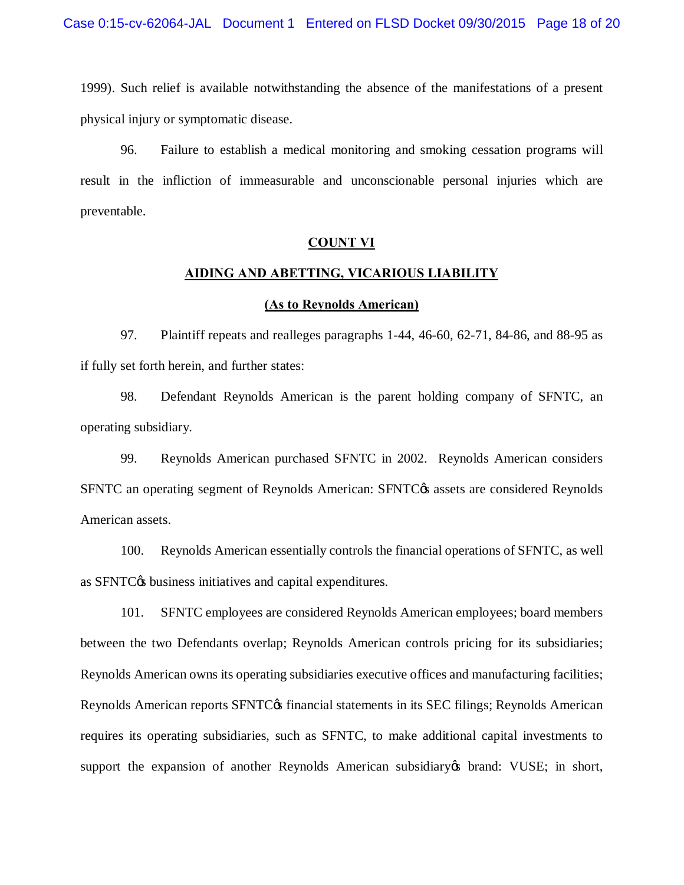1999). Such relief is available notwithstanding the absence of the manifestations of a present physical injury or symptomatic disease.

96. Failure to establish a medical monitoring and smoking cessation programs will result in the infliction of immeasurable and unconscionable personal injuries which are preventable.

**COUNT VI**

**AIDING AND ABETTING, VICARIOUS LIABILITY**

**(As to Reynolds American)**

97. Plaintiff repeats and realleges paragraphs 1-44, 46-60, 62-71, 84-86, and 88-95 as if fully set forth herein, and further states:

98. Defendant Reynolds American is the parent holding company of SFNTC, an operating subsidiary.

99. Reynolds American purchased SFNTC in 2002. Reynolds American considers SFNTC an operating segment of Reynolds American: SFNTC's assets are considered Reynolds American assets.

100. Reynolds American essentially controls the financial operations of SFNTC, as well as SFNTC's business initiatives and capital expenditures.

101. SFNTC employees are considered Reynolds American employees; board members between the two Defendants overlap; Reynolds American controls pricing for its subsidiaries; Reynolds American owns its operating subsidiaries executive offices and manufacturing facilities; Reynolds American reports SFNTC's financial statements in its SEC filings; Reynolds American requires its operating subsidiaries, such as SFNTC, to make additional capital investments to support the expansion of another Reynolds American subsidiary's brand: VUSE; in short,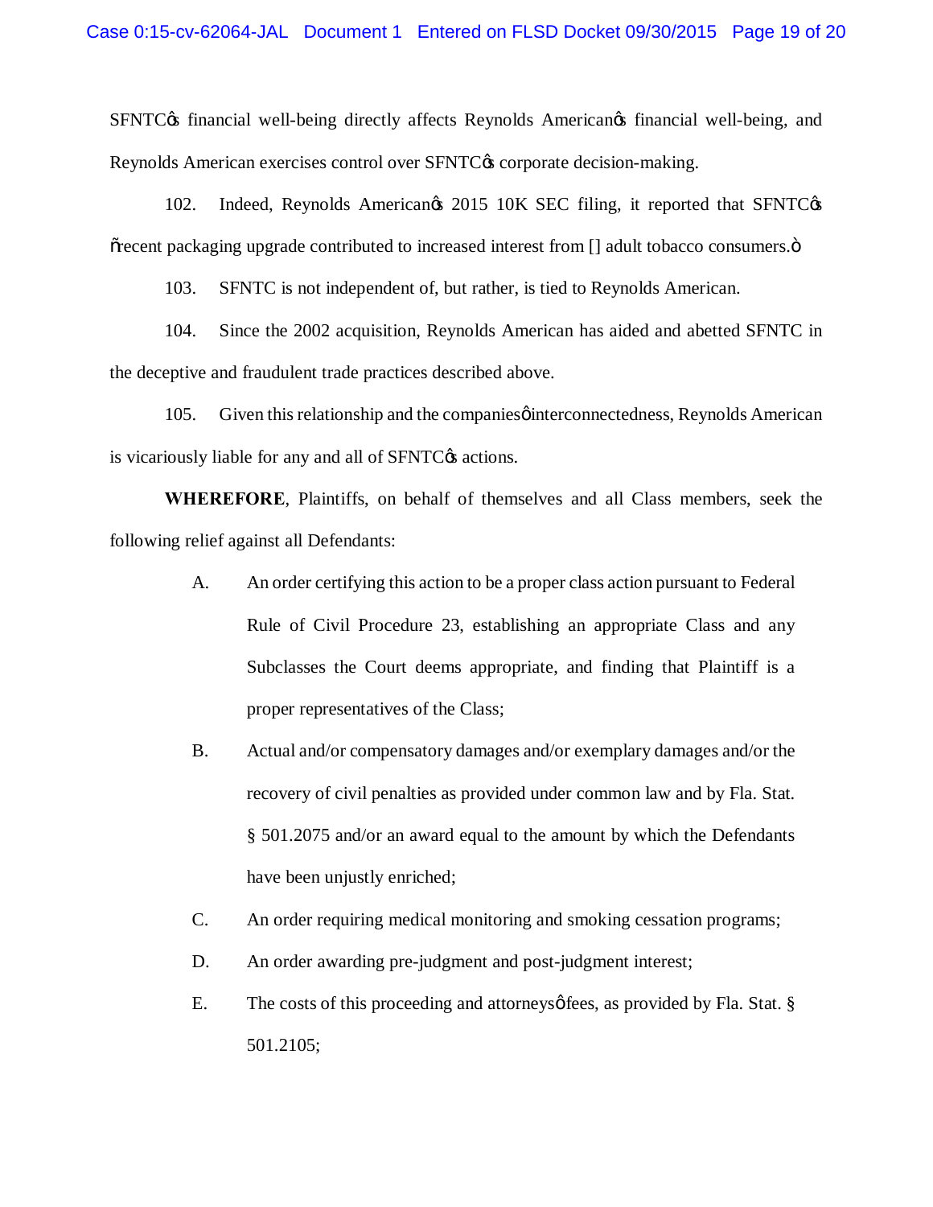SFNTC's financial well-being directly affects Reynolds American's financial well-being, and Reynolds American exercises control over SFNTC's corporate decision-making.

102. Indeed, Reynolds American's 2015 10K SEC filing, it reported that SFNTC's "recent packaging upgrade contributed to increased interest from [] adult tobacco consumers."

103. SFNTC is not independent of, but rather, is tied to Reynolds American.

104. Since the 2002 acquisition, Reynolds American has aided and abetted SFNTC in the deceptive and fraudulent trade practices described above.

105. Given this relationship and the companies' interconnectedness, Reynolds American is vicariously liable for any and all of SFNTC's actions.

**WHEREFORE**, Plaintiffs, on behalf of themselves and all Class members, seek the following relief against all Defendants:

A. An order certifying this action to be a proper class action pursuant to Federal Rule of Civil Procedure 23, establishing an appropriate Class and any Subclasses the Court deems appropriate, and finding that Plaintiff is a proper representatives of the Class;

B. Actual and/or compensatory damages and/or exemplary damages and/or the recovery of civil penalties as provided under common law and by Fla. Stat. § 501.2075 and/or an award equal to the amount by which the Defendants have been unjustly enriched;

C. An order requiring medical monitoring and smoking cessation programs;

D. An order awarding pre-judgment and post-judgment interest;

E. The costs of this proceeding and attorneys' fees, as provided by Fla. Stat. § 501.2105;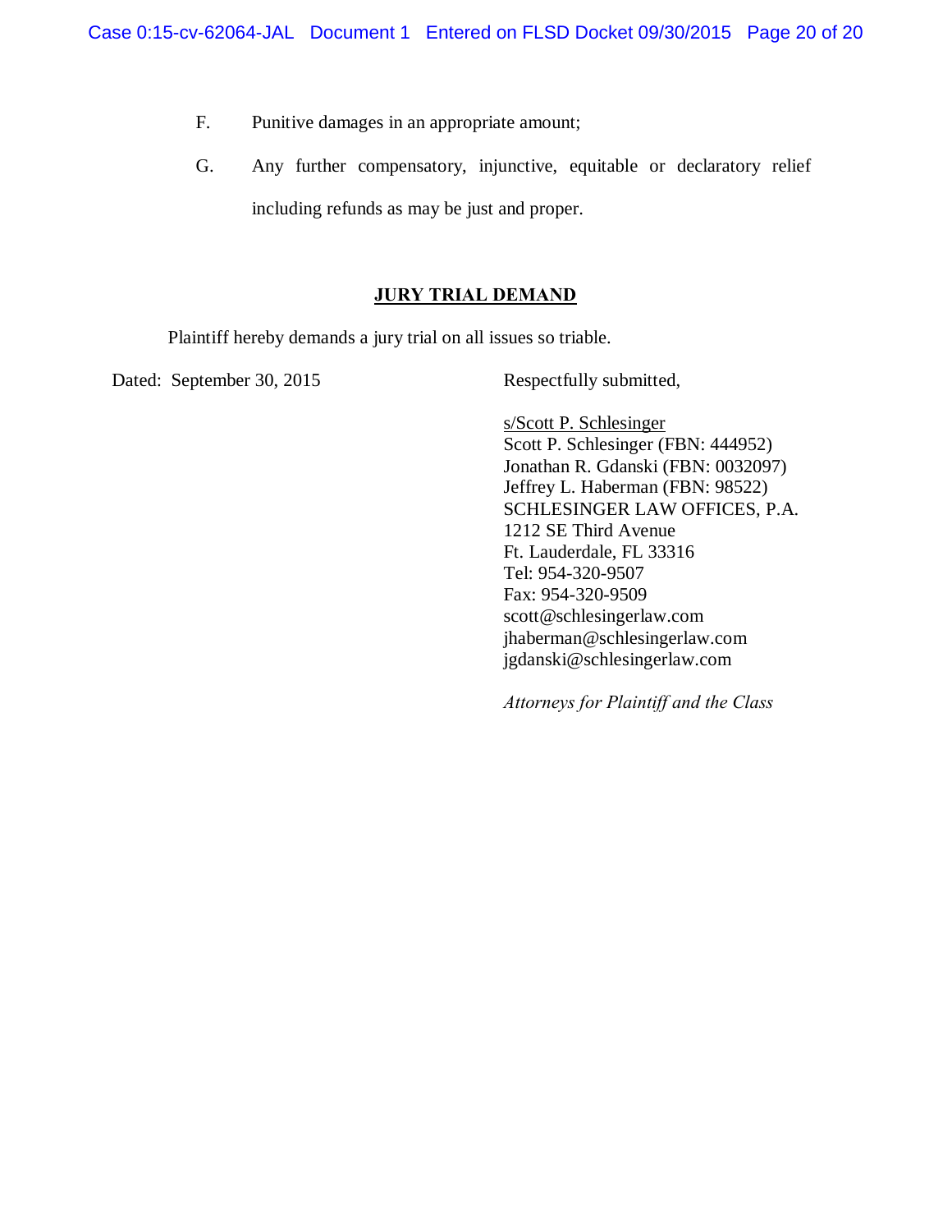F. Punitive damages in an appropriate amount;

G. Any further compensatory, injunctive, equitable or declaratory relief including refunds as may be just and proper.

## JURY TRIAL DEMAND

Plaintiff hereby demands a jury trial on all issues so triable.

Dated: September 30, 2015

Respectfully submitted,

s/Scott P. Schlesinger
Scott P. Schlesinger (FBN: 444952)
Jonathan R. Gdanski (FBN: 0032097)
Jeffrey L. Haberman (FBN: 98522)
SCHLESINGER LAW OFFICES, P.A.
1212 SE Third Avenue
Ft. Lauderdale, FL 33316
Tel: 954-320-9507
Fax: 954-320-9509
scott@schlesingerlaw.com
jhaberman@schlesingerlaw.com
jgdanski@schlesingerlaw.com

*Attorneys for Plaintiff and the Class*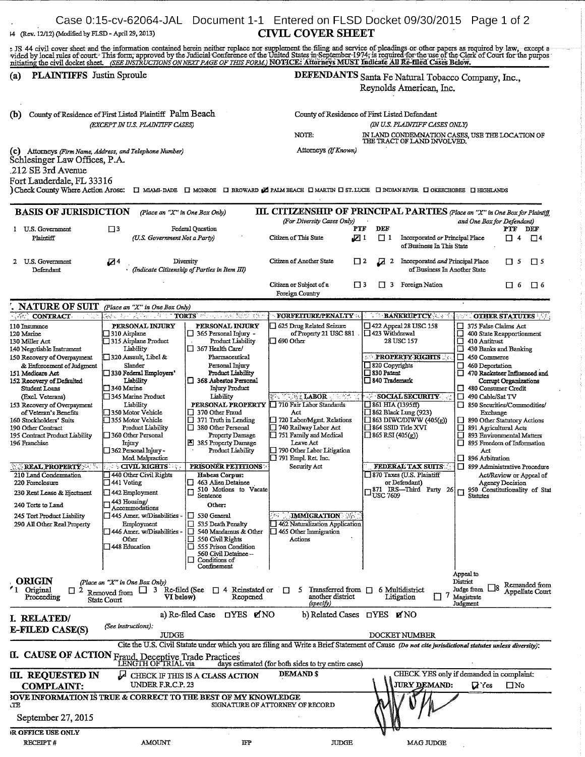# CIVIL COVER SHEET

JS 44 (Rev. 12/12) (Modified by FLSD - April 29, 2013)

The JS 44 civil cover sheet and the information contained herein neither replace nor supplement the filing and service of pleadings or other papers as required by law, except as provided by local rules of court. This form, approved by the Judicial Conference of the United States in September 1974, is required for the use of the Clerk of Court for the purpose of initiating the civil docket sheet. *(SEE INSTRUCTIONS ON NEXT PAGE OF THIS FORM.)* **NOTICE: Attorneys MUST Indicate All Re-filed Cases Below.**

**I. (a) PLAINTIFFS** Justin Sproule

**DEFENDANTS** Santa Fe Natural Tobacco Company, Inc., Reynolds American, Inc.

**(b)** County of Residence of First Listed Plaintiff Palm Beach
*(EXCEPT IN U.S. PLAINTIFF CASES)*

County of Residence of First Listed Defendant
*(IN U.S. PLAINTIFF CASES ONLY)*

NOTE: IN LAND CONDEMNATION CASES, USE THE LOCATION OF THE TRACT OF LAND INVOLVED.

**(c)** Attorneys *(Firm Name, Address, and Telephone Number)*
Schlesinger Law Offices, P.A.
1212 SE 3rd Avenue
Fort Lauderdale, FL 33316

Attorneys *(If Known)*

**(d)** Check County Where Action Arose: ☐ MIAMI-DADE ☐ MONROE ☐ BROWARD ☑ PALM BEACH ☐ MARTIN ☐ ST. LUCIE ☐ INDIAN RIVER ☐ OKEECHOBEE ☐ HIGHLANDS

**II. BASIS OF JURISDICTION** *(Place an "X" in One Box Only)*

- ☐ 1 U.S. Government Plaintiff
- ☐ 3 Federal Question *(U.S. Government Not a Party)*
- ☐ 2 U.S. Government Defendant
- ☑ 4 Diversity *(Indicate Citizenship of Parties in Item III)*

**III. CITIZENSHIP OF PRINCIPAL PARTIES** *(Place an "X" in One Box for Plaintiff and One Box for Defendant)* *(For Diversity Cases Only)*

| | PTF | DEF | | PTF | DEF |
|---|---|---|---|---|---|
| Citizen of This State | ☑ 1 | ☐ 1 | Incorporated *or* Principal Place of Business In This State | ☐ 4 | ☐ 4 |
| Citizen of Another State | ☐ 2 | ☑ 2 | Incorporated *and* Principal Place of Business In Another State | ☐ 5 | ☐ 5 |
| Citizen or Subject of a Foreign Country | ☐ 3 | ☐ 3 | Foreign Nation | ☐ 6 | ☐ 6 |

**IV. NATURE OF SUIT** *(Place an "X" in One Box Only)*

**CONTRACT**
- 110 Insurance
- 120 Marine
- 130 Miller Act
- 140 Negotiable Instrument
- 150 Recovery of Overpayment & Enforcement of Judgment
- 151 Medicare Act
- 152 Recovery of Defaulted Student Loans (Excl. Veterans)
- 153 Recovery of Overpayment of Veteran's Benefits
- 160 Stockholders' Suits
- 190 Other Contract
- 195 Contract Product Liability
- 196 Franchise

**REAL PROPERTY**
- 210 Land Condemnation
- 220 Foreclosure
- 230 Rent Lease & Ejectment
- 240 Torts to Land
- 245 Tort Product Liability
- 290 All Other Real Property

**TORTS**

PERSONAL INJURY
- ☐ 310 Airplane
- ☐ 315 Airplane Product Liability
- ☐ 320 Assault, Libel & Slander
- ☐ 330 Federal Employers' Liability
- ☐ 340 Marine
- ☐ 345 Marine Product Liability
- ☐ 350 Motor Vehicle
- ☐ 355 Motor Vehicle Product Liability
- ☐ 360 Other Personal Injury
- ☐ 362 Personal Injury - Med. Malpractice

PERSONAL INJURY
- ☐ 365 Personal Injury - Product Liability
- ☐ 367 Health Care/ Pharmaceutical Personal Injury Product Liability
- ☐ 368 Asbestos Personal Injury Product Liability

PERSONAL PROPERTY
- ☐ 370 Other Fraud
- ☐ 371 Truth in Lending
- ☐ 380 Other Personal Property Damage
- ☒ 385 Property Damage Product Liability

**CIVIL RIGHTS**
- ☐ 440 Other Civil Rights
- ☐ 441 Voting
- ☐ 442 Employment
- ☐ 443 Housing/ Accommodations
- ☐ 445 Amer. w/Disabilities - Employment
- ☐ 446 Amer. w/Disabilities - Other
- ☐ 448 Education

**PRISONER PETITIONS**

Habeas Corpus:
- ☐ 463 Alien Detainee
- ☐ 510 Motions to Vacate Sentence

Other:
- ☐ 530 General
- ☐ 535 Death Penalty
- ☐ 540 Mandamus & Other
- ☐ 550 Civil Rights
- ☐ 555 Prison Condition
- ☐ 560 Civil Detainee – Conditions of Confinement

**FORFEITURE/PENALTY**
- ☐ 625 Drug Related Seizure of Property 21 USC 881
- ☐ 690 Other

**LABOR**
- ☐ 710 Fair Labor Standards Act
- ☐ 720 Labor/Mgmt. Relations
- ☐ 740 Railway Labor Act
- ☐ 751 Family and Medical Leave Act
- ☐ 790 Other Labor Litigation
- ☐ 791 Empl. Ret. Inc. Security Act

**IMMIGRATION**
- ☐ 462 Naturalization Application
- ☐ 465 Other Immigration Actions

**BANKRUPTCY**
- ☐ 422 Appeal 28 USC 158
- ☐ 423 Withdrawal 28 USC 157

**PROPERTY RIGHTS**
- ☐ 820 Copyrights
- ☐ 830 Patent
- ☐ 840 Trademark

**SOCIAL SECURITY**
- ☐ 861 HIA (1395ff)
- ☐ 862 Black Lung (923)
- ☐ 863 DIWC/DIWW (405(g))
- ☐ 864 SSID Title XVI
- ☐ 865 RSI (405(g))

**FEDERAL TAX SUITS**
- ☐ 870 Taxes (U.S. Plaintiff or Defendant)
- ☐ 871 IRS—Third Party 26 USC 7609

**OTHER STATUTES**
- ☐ 375 False Claims Act
- ☐ 400 State Reapportionment
- ☐ 410 Antitrust
- ☐ 430 Banks and Banking
- ☐ 450 Commerce
- ☐ 460 Deportation
- ☐ 470 Racketeer Influenced and Corrupt Organizations
- ☐ 480 Consumer Credit
- ☐ 490 Cable/Sat TV
- ☐ 850 Securities/Commodities/ Exchange
- ☐ 890 Other Statutory Actions
- ☐ 891 Agricultural Acts
- ☐ 893 Environmental Matters
- ☐ 895 Freedom of Information Act
- ☐ 896 Arbitration
- ☐ 899 Administrative Procedure Act/Review or Appeal of Agency Decision
- ☐ 950 Constitutionality of State Statutes

**V. ORIGIN** *(Place an "X" in One Box Only)*

☑ 1 Original Proceeding ☐ 2 Removed from State Court ☐ 3 Re-filed (See VI below) ☐ 4 Reinstated or Reopened ☐ 5 Transferred from another district *(specify)* ☐ 6 Multidistrict Litigation ☐ 7 Appeal to District Judge from Magistrate Judgment ☐ 8 Remanded from Appellate Court

**VI. RELATED/ RE-FILED CASE(S)** *(See instructions):*

a) Re-filed Case ☐YES ☑NO b) Related Cases ☐YES ☑NO

JUDGE DOCKET NUMBER

**VII. CAUSE OF ACTION** Cite the U.S. Civil Statute under which you are filing and Write a Brief Statement of Cause *(Do not cite jurisdictional statutes unless diversity)*:
Fraud, Deceptive Trade Practices
LENGTH OF TRIAL via days estimated (for both sides to try entire case)

**VIII. REQUESTED IN COMPLAINT:** ☑ CHECK IF THIS IS A CLASS ACTION UNDER F.R.C.P. 23

DEMAND $

CHECK YES only if demanded in complaint:
JURY DEMAND: ☑ Yes ☐ No

**ABOVE INFORMATION IS TRUE & CORRECT TO THE BEST OF MY KNOWLEDGE**

DATE: September 27, 2015

SIGNATURE OF ATTORNEY OF RECORD

**FOR OFFICE USE ONLY**

RECEIPT # AMOUNT IFP JUDGE MAG JUDGE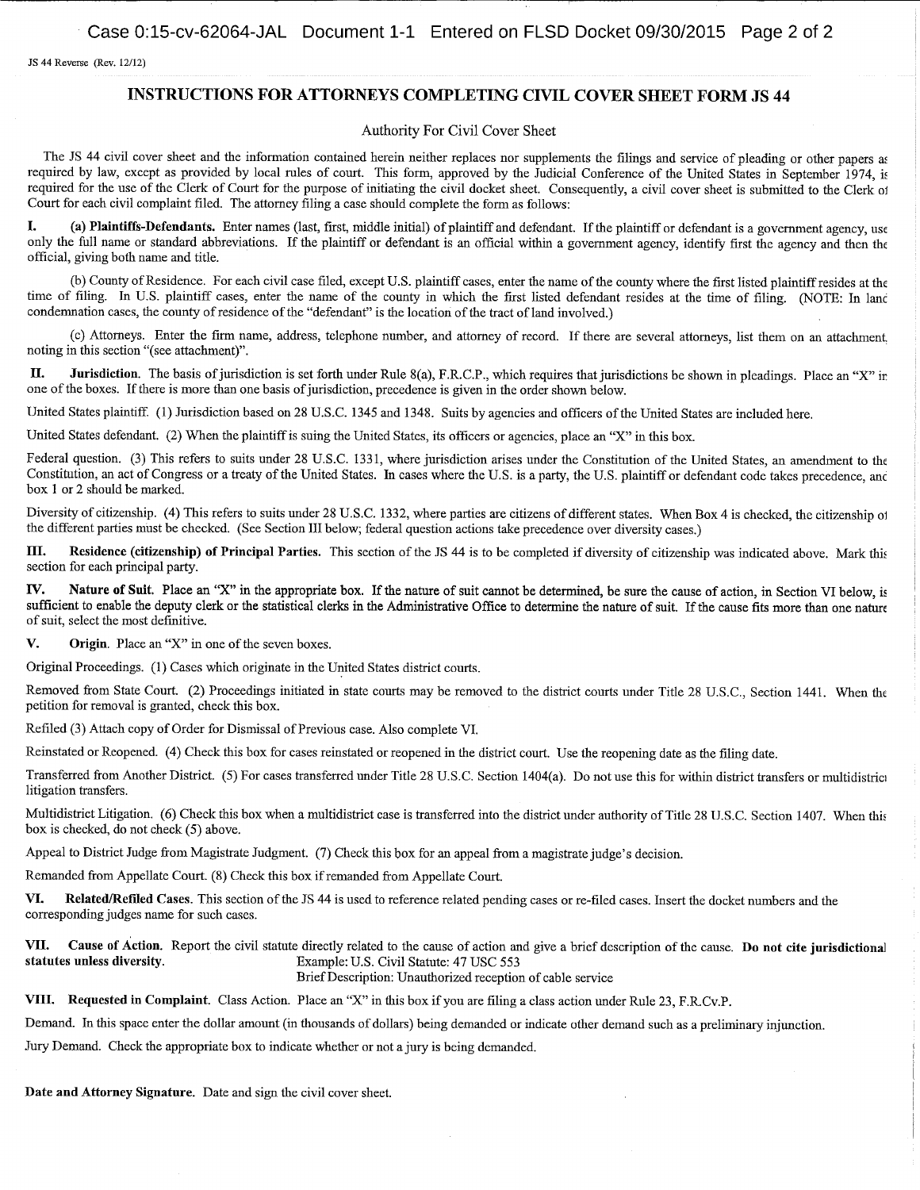JS 44 Reverse (Rev. 12/12)

# INSTRUCTIONS FOR ATTORNEYS COMPLETING CIVIL COVER SHEET FORM JS 44

Authority For Civil Cover Sheet

The JS 44 civil cover sheet and the information contained herein neither replaces nor supplements the filings and service of pleading or other papers as required by law, except as provided by local rules of court. This form, approved by the Judicial Conference of the United States in September 1974, is required for the use of the Clerk of Court for the purpose of initiating the civil docket sheet. Consequently, a civil cover sheet is submitted to the Clerk of Court for each civil complaint filed. The attorney filing a case should complete the form as follows:

**I. (a) Plaintiffs-Defendants.** Enter names (last, first, middle initial) of plaintiff and defendant. If the plaintiff or defendant is a government agency, use only the full name or standard abbreviations. If the plaintiff or defendant is an official within a government agency, identify first the agency and then the official, giving both name and title.

(b) County of Residence. For each civil case filed, except U.S. plaintiff cases, enter the name of the county where the first listed plaintiff resides at the time of filing. In U.S. plaintiff cases, enter the name of the county in which the first listed defendant resides at the time of filing. (NOTE: In land condemnation cases, the county of residence of the "defendant" is the location of the tract of land involved.)

(c) Attorneys. Enter the firm name, address, telephone number, and attorney of record. If there are several attorneys, list them on an attachment, noting in this section "(see attachment)".

**II. Jurisdiction.** The basis of jurisdiction is set forth under Rule 8(a), F.R.C.P., which requires that jurisdictions be shown in pleadings. Place an "X" in one of the boxes. If there is more than one basis of jurisdiction, precedence is given in the order shown below.

United States plaintiff. (1) Jurisdiction based on 28 U.S.C. 1345 and 1348. Suits by agencies and officers of the United States are included here.

United States defendant. (2) When the plaintiff is suing the United States, its officers or agencies, place an "X" in this box.

Federal question. (3) This refers to suits under 28 U.S.C. 1331, where jurisdiction arises under the Constitution of the United States, an amendment to the Constitution, an act of Congress or a treaty of the United States. In cases where the U.S. is a party, the U.S. plaintiff or defendant code takes precedence, and box 1 or 2 should be marked.

Diversity of citizenship. (4) This refers to suits under 28 U.S.C. 1332, where parties are citizens of different states. When Box 4 is checked, the citizenship of the different parties must be checked. (See Section III below; federal question actions take precedence over diversity cases.)

**III. Residence (citizenship) of Principal Parties.** This section of the JS 44 is to be completed if diversity of citizenship was indicated above. Mark this section for each principal party.

**IV. Nature of Suit.** Place an "X" in the appropriate box. If the nature of suit cannot be determined, be sure the cause of action, in Section VI below, is sufficient to enable the deputy clerk or the statistical clerks in the Administrative Office to determine the nature of suit. If the cause fits more than one nature of suit, select the most definitive.

**V. Origin.** Place an "X" in one of the seven boxes.

Original Proceedings. (1) Cases which originate in the United States district courts.

Removed from State Court. (2) Proceedings initiated in state courts may be removed to the district courts under Title 28 U.S.C., Section 1441. When the petition for removal is granted, check this box.

Refiled (3) Attach copy of Order for Dismissal of Previous case. Also complete VI.

Reinstated or Reopened. (4) Check this box for cases reinstated or reopened in the district court. Use the reopening date as the filing date.

Transferred from Another District. (5) For cases transferred under Title 28 U.S.C. Section 1404(a). Do not use this for within district transfers or multidistrict litigation transfers.

Multidistrict Litigation. (6) Check this box when a multidistrict case is transferred into the district under authority of Title 28 U.S.C. Section 1407. When this box is checked, do not check (5) above.

Appeal to District Judge from Magistrate Judgment. (7) Check this box for an appeal from a magistrate judge's decision.

Remanded from Appellate Court. (8) Check this box if remanded from Appellate Court.

**VI. Related/Refiled Cases.** This section of the JS 44 is used to reference related pending cases or re-filed cases. Insert the docket numbers and the corresponding judges name for such cases.

**VII. Cause of Action.** Report the civil statute directly related to the cause of action and give a brief description of the cause. **Do not cite jurisdictional statutes unless diversity.** Example: U.S. Civil Statute: 47 USC 553
Brief Description: Unauthorized reception of cable service

**VIII. Requested in Complaint.** Class Action. Place an "X" in this box if you are filing a class action under Rule 23, F.R.Cv.P.

Demand. In this space enter the dollar amount (in thousands of dollars) being demanded or indicate other demand such as a preliminary injunction.

Jury Demand. Check the appropriate box to indicate whether or not a jury is being demanded.

**Date and Attorney Signature.** Date and sign the civil cover sheet.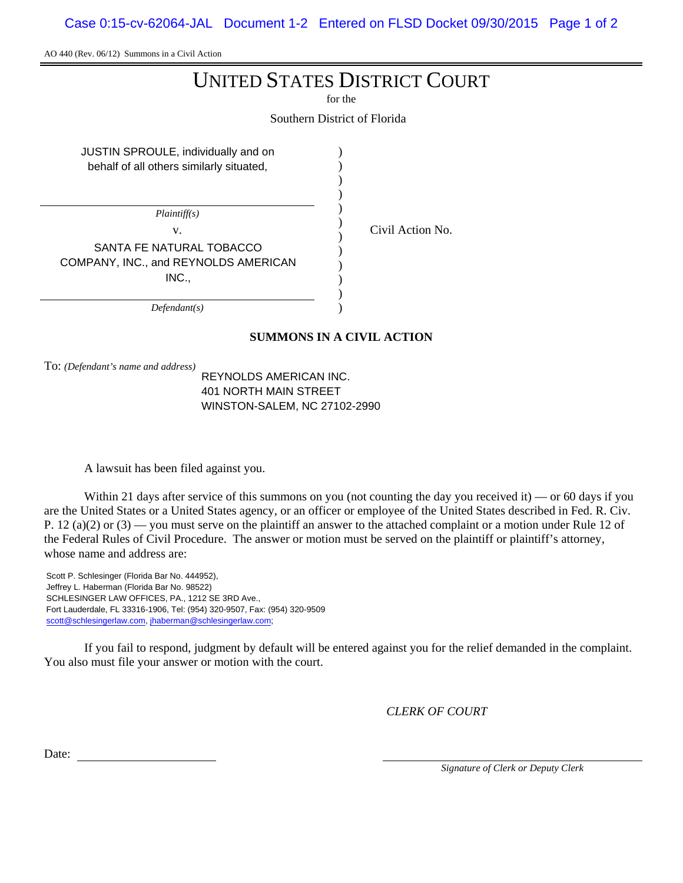AO 440 (Rev. 06/12) Summons in a Civil Action

# UNITED STATES DISTRICT COURT

for the

Southern District of Florida

| | | |
|---|---|---|
| JUSTIN SPROULE, individually and on behalf of all others similarly situated, | ) | |
| *Plaintiff(s)* | ) | |
| v. | ) | Civil Action No. |
| SANTA FE NATURAL TOBACCO COMPANY, INC., and REYNOLDS AMERICAN INC., | ) | |
| *Defendant(s)* | ) | |

**SUMMONS IN A CIVIL ACTION**

To: *(Defendant's name and address)*

REYNOLDS AMERICAN INC.
401 NORTH MAIN STREET
WINSTON-SALEM, NC 27102-2990

A lawsuit has been filed against you.

Within 21 days after service of this summons on you (not counting the day you received it) — or 60 days if you are the United States or a United States agency, or an officer or employee of the United States described in Fed. R. Civ. P. 12 (a)(2) or (3) — you must serve on the plaintiff an answer to the attached complaint or a motion under Rule 12 of the Federal Rules of Civil Procedure. The answer or motion must be served on the plaintiff or plaintiff's attorney, whose name and address are:

Scott P. Schlesinger (Florida Bar No. 444952),
Jeffrey L. Haberman (Florida Bar No. 98522)
SCHLESINGER LAW OFFICES, PA., 1212 SE 3RD Ave.,
Fort Lauderdale, FL 33316-1906, Tel: (954) 320-9507, Fax: (954) 320-9509
scott@schlesingerlaw.com, jhaberman@schlesingerlaw.com;

If you fail to respond, judgment by default will be entered against you for the relief demanded in the complaint. You also must file your answer or motion with the court.

*CLERK OF COURT*

Date: ______________________

______________________________
*Signature of Clerk or Deputy Clerk*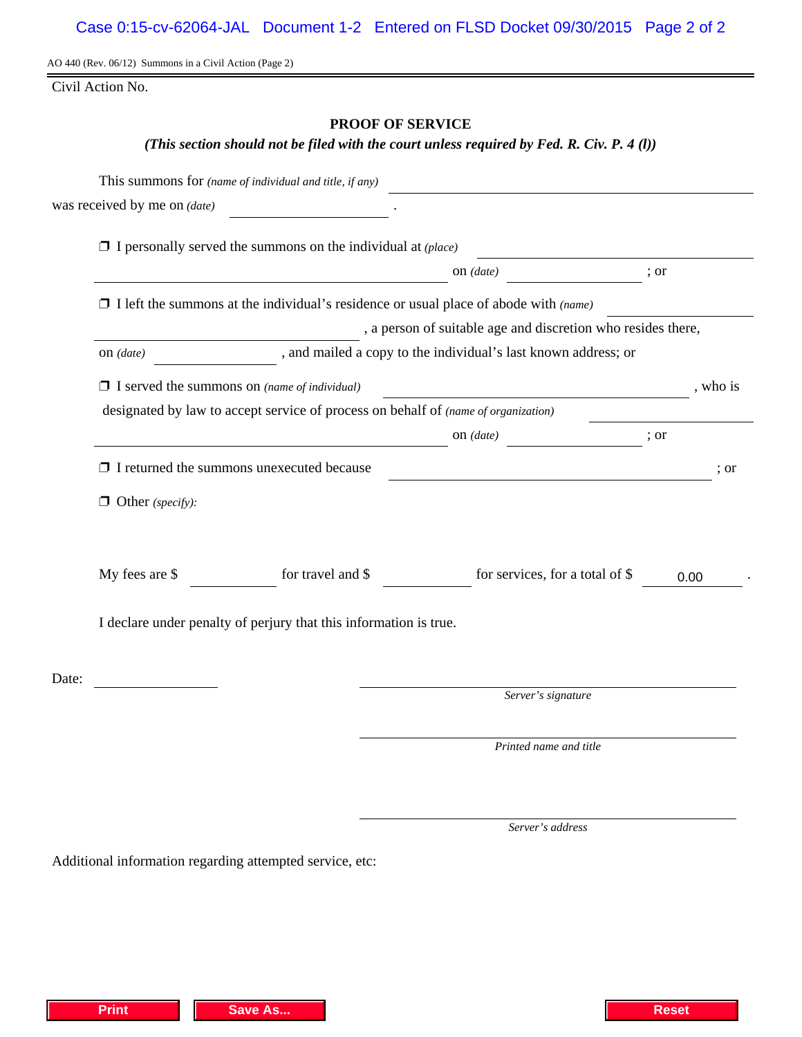AO 440 (Rev. 06/12) Summons in a Civil Action (Page 2)

Civil Action No.

## PROOF OF SERVICE

***(This section should not be filed with the court unless required by Fed. R. Civ. P. 4 (l))***

This summons for *(name of individual and title, if any)* ______________________________

was received by me on *(date)* ____________________ .

❒ I personally served the summons on the individual at *(place)* ______________________________ on *(date)* ______________ ; or

❒ I left the summons at the individual's residence or usual place of abode with *(name)* ______________________________ , a person of suitable age and discretion who resides there, on *(date)* ______________ , and mailed a copy to the individual's last known address; or

❒ I served the summons on *(name of individual)* ______________________________ , who is designated by law to accept service of process on behalf of *(name of organization)* ______________________________ on *(date)* ______________ ; or

❒ I returned the summons unexecuted because ______________________________ ; or

❒ Other *(specify)*:

My fees are $ __________ for travel and $ __________ for services, for a total of $ 0.00 .

I declare under penalty of perjury that this information is true.

Date: ______________

______________________________
*Server's signature*

______________________________
*Printed name and title*

______________________________
*Server's address*

Additional information regarding attempted service, etc:

Print | Save As... | Reset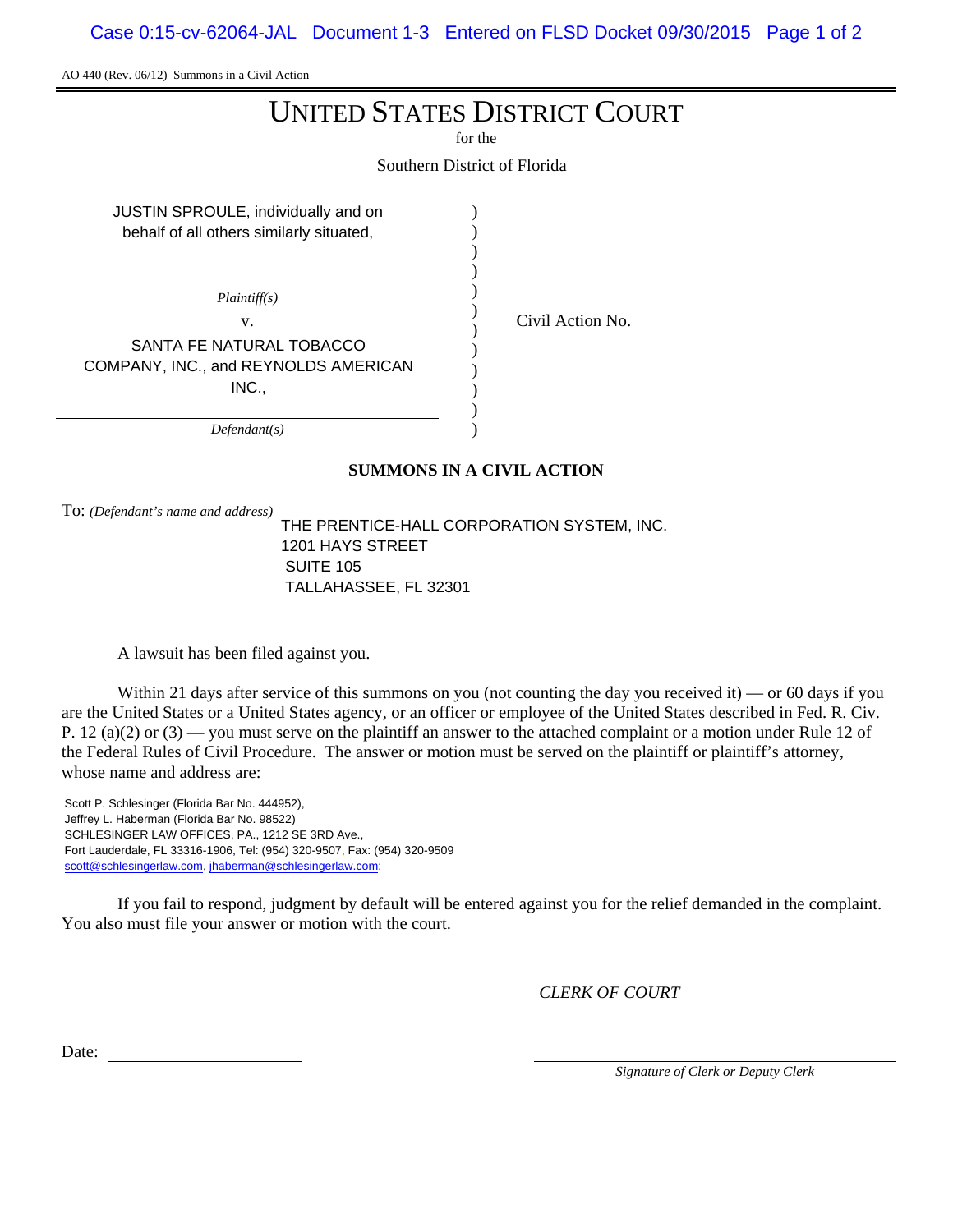AO 440 (Rev. 06/12) Summons in a Civil Action

# UNITED STATES DISTRICT COURT

for the

Southern District of Florida

JUSTIN SPROULE, individually and on behalf of all others similarly situated,

*Plaintiff(s)*

v.

SANTA FE NATURAL TOBACCO COMPANY, INC., and REYNOLDS AMERICAN INC.,

*Defendant(s)*

Civil Action No.

## SUMMONS IN A CIVIL ACTION

To: *(Defendant's name and address)*

THE PRENTICE-HALL CORPORATION SYSTEM, INC.
1201 HAYS STREET
SUITE 105
TALLAHASSEE, FL 32301

A lawsuit has been filed against you.

Within 21 days after service of this summons on you (not counting the day you received it) — or 60 days if you are the United States or a United States agency, or an officer or employee of the United States described in Fed. R. Civ. P. 12 (a)(2) or (3) — you must serve on the plaintiff an answer to the attached complaint or a motion under Rule 12 of the Federal Rules of Civil Procedure. The answer or motion must be served on the plaintiff or plaintiff's attorney, whose name and address are:

Scott P. Schlesinger (Florida Bar No. 444952),
Jeffrey L. Haberman (Florida Bar No. 98522)
SCHLESINGER LAW OFFICES, PA., 1212 SE 3RD Ave.,
Fort Lauderdale, FL 33316-1906, Tel: (954) 320-9507, Fax: (954) 320-9509
scott@schlesingerlaw.com, jhaberman@schlesingerlaw.com;

If you fail to respond, judgment by default will be entered against you for the relief demanded in the complaint. You also must file your answer or motion with the court.

*CLERK OF COURT*

Date: ____________________

____________________
*Signature of Clerk or Deputy Clerk*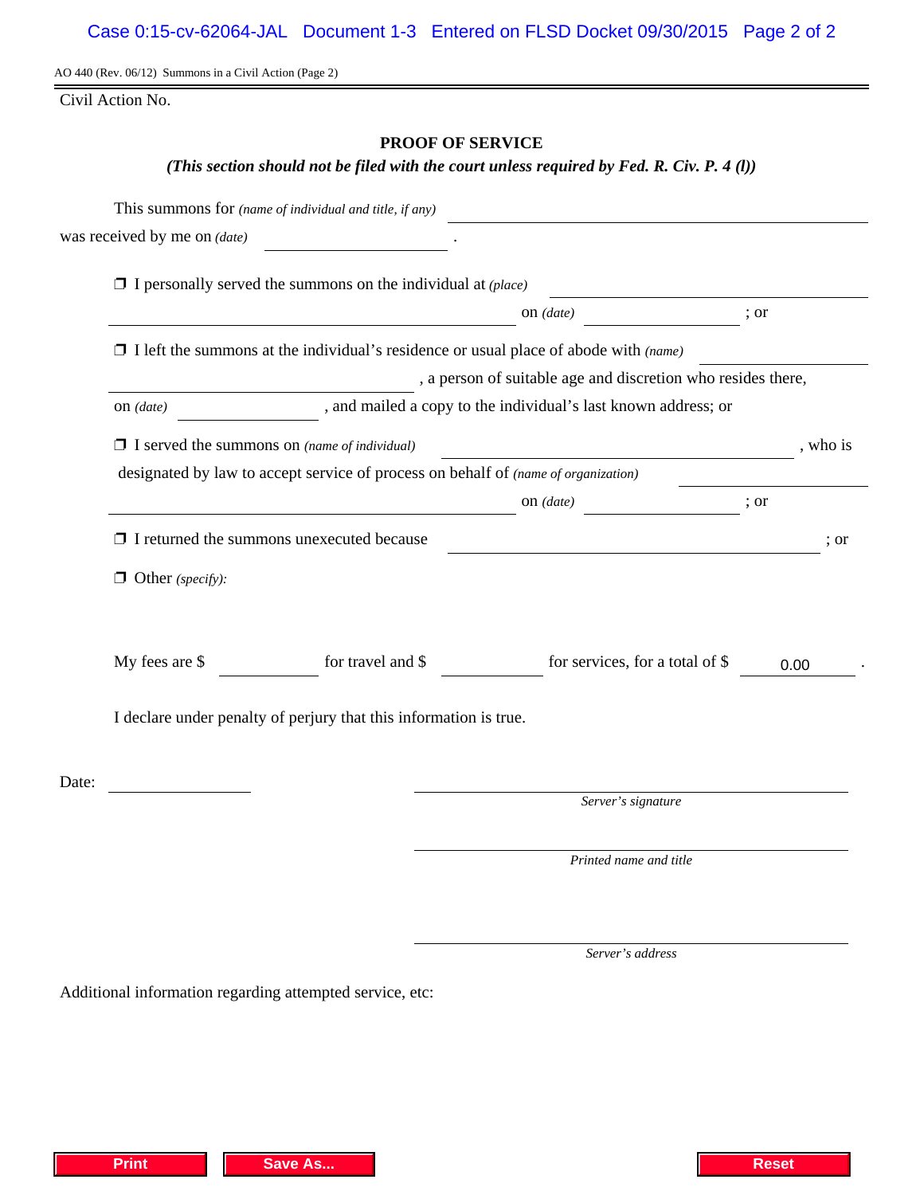AO 440 (Rev. 06/12) Summons in a Civil Action (Page 2)

Civil Action No.

## PROOF OF SERVICE

***(This section should not be filed with the court unless required by Fed. R. Civ. P. 4 (l))***

This summons for *(name of individual and title, if any)* ______________________________
was received by me on *(date)* ______________ .

❐ I personally served the summons on the individual at *(place)* ______________________________
______________________________ on *(date)* ______________ ; or

❐ I left the summons at the individual's residence or usual place of abode with *(name)* ______________
______________________________ , a person of suitable age and discretion who resides there,
on *(date)* ______________ , and mailed a copy to the individual's last known address; or

❐ I served the summons on *(name of individual)* ______________________________ , who is
designated by law to accept service of process on behalf of *(name of organization)* ______________
______________________________ on *(date)* ______________ ; or

❐ I returned the summons unexecuted because ______________________________ ; or

❐ Other *(specify)*:

My fees are $ __________ for travel and $ __________ for services, for a total of $ 0.00 .

I declare under penalty of perjury that this information is true.

Date: ______________

______________________________
*Server's signature*

______________________________
*Printed name and title*

______________________________
*Server's address*

Additional information regarding attempted service, etc:

Print Save As... Reset